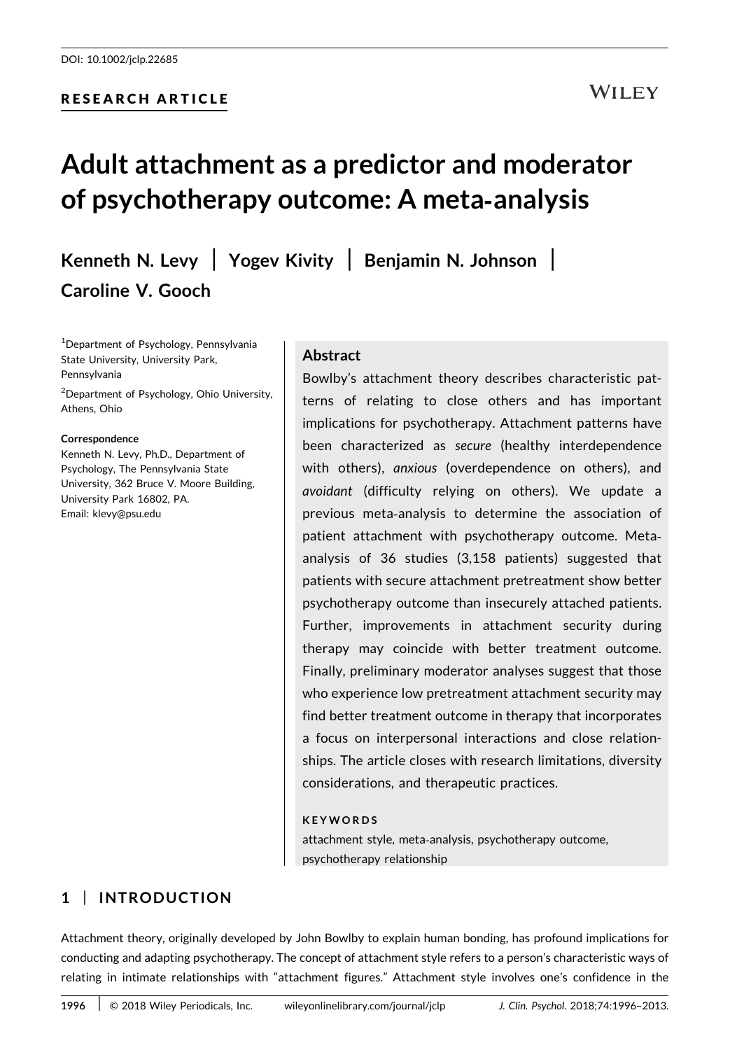DOI: 10.1002/jclp.22685

RESEARCH ARTICLE

# Adult attachment as a predictor and moderator of psychotherapy outcome: A meta-analysis

**Kenneth N. Levy | Yogev Kivity | Benjamin N. Johnson | Caroline V. Gooch**

[1]Department of Psychology, Pennsylvania State University, University Park, Pennsylvania

[2]Department of Psychology, Ohio University, Athens, Ohio

**Correspondence**
Kenneth N. Levy, Ph.D., Department of Psychology, The Pennsylvania State University, 362 Bruce V. Moore Building, University Park 16802, PA.
Email: klevy@psu.edu

## Abstract

Bowlby's attachment theory describes characteristic patterns of relating to close others and has important implications for psychotherapy. Attachment patterns have been characterized as *secure* (healthy interdependence with others), *anxious* (overdependence on others), and *avoidant* (difficulty relying on others). We update a previous meta-analysis to determine the association of patient attachment with psychotherapy outcome. Meta-analysis of 36 studies (3,158 patients) suggested that patients with secure attachment pretreatment show better psychotherapy outcome than insecurely attached patients. Further, improvements in attachment security during therapy may coincide with better treatment outcome. Finally, preliminary moderator analyses suggest that those who experience low pretreatment attachment security may find better treatment outcome in therapy that incorporates a focus on interpersonal interactions and close relationships. The article closes with research limitations, diversity considerations, and therapeutic practices.

**KEYWORDS**

attachment style, meta-analysis, psychotherapy outcome, psychotherapy relationship

## 1 | INTRODUCTION

Attachment theory, originally developed by John Bowlby to explain human bonding, has profound implications for conducting and adapting psychotherapy. The concept of attachment style refers to a person's characteristic ways of relating in intimate relationships with "attachment figures." Attachment style involves one's confidence in the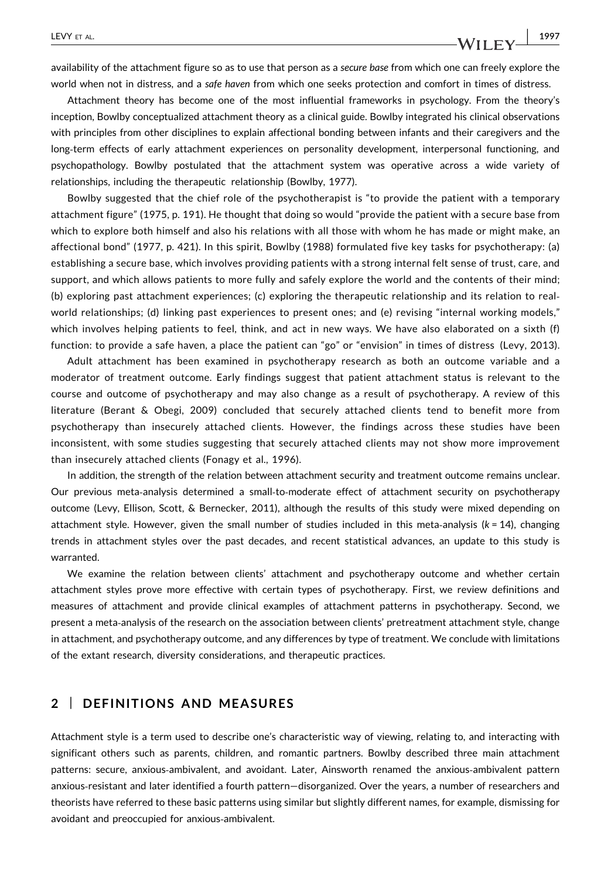availability of the attachment figure so as to use that person as a *secure base* from which one can freely explore the world when not in distress, and a *safe haven* from which one seeks protection and comfort in times of distress.

Attachment theory has become one of the most influential frameworks in psychology. From the theory's inception, Bowlby conceptualized attachment theory as a clinical guide. Bowlby integrated his clinical observations with principles from other disciplines to explain affectional bonding between infants and their caregivers and the long-term effects of early attachment experiences on personality development, interpersonal functioning, and psychopathology. Bowlby postulated that the attachment system was operative across a wide variety of relationships, including the therapeutic relationship (Bowlby, 1977).

Bowlby suggested that the chief role of the psychotherapist is "to provide the patient with a temporary attachment figure" (1975, p. 191). He thought that doing so would "provide the patient with a secure base from which to explore both himself and also his relations with all those with whom he has made or might make, an affectional bond" (1977, p. 421). In this spirit, Bowlby (1988) formulated five key tasks for psychotherapy: (a) establishing a secure base, which involves providing patients with a strong internal felt sense of trust, care, and support, and which allows patients to more fully and safely explore the world and the contents of their mind; (b) exploring past attachment experiences; (c) exploring the therapeutic relationship and its relation to real-world relationships; (d) linking past experiences to present ones; and (e) revising "internal working models," which involves helping patients to feel, think, and act in new ways. We have also elaborated on a sixth (f) function: to provide a safe haven, a place the patient can "go" or "envision" in times of distress (Levy, 2013).

Adult attachment has been examined in psychotherapy research as both an outcome variable and a moderator of treatment outcome. Early findings suggest that patient attachment status is relevant to the course and outcome of psychotherapy and may also change as a result of psychotherapy. A review of this literature (Berant & Obegi, 2009) concluded that securely attached clients tend to benefit more from psychotherapy than insecurely attached clients. However, the findings across these studies have been inconsistent, with some studies suggesting that securely attached clients may not show more improvement than insecurely attached clients (Fonagy et al., 1996).

In addition, the strength of the relation between attachment security and treatment outcome remains unclear. Our previous meta-analysis determined a small-to-moderate effect of attachment security on psychotherapy outcome (Levy, Ellison, Scott, & Bernecker, 2011), although the results of this study were mixed depending on attachment style. However, given the small number of studies included in this meta-analysis ($k = 14$), changing trends in attachment styles over the past decades, and recent statistical advances, an update to this study is warranted.

We examine the relation between clients' attachment and psychotherapy outcome and whether certain attachment styles prove more effective with certain types of psychotherapy. First, we review definitions and measures of attachment and provide clinical examples of attachment patterns in psychotherapy. Second, we present a meta-analysis of the research on the association between clients' pretreatment attachment style, change in attachment, and psychotherapy outcome, and any differences by type of treatment. We conclude with limitations of the extant research, diversity considerations, and therapeutic practices.

## 2 | DEFINITIONS AND MEASURES

Attachment style is a term used to describe one's characteristic way of viewing, relating to, and interacting with significant others such as parents, children, and romantic partners. Bowlby described three main attachment patterns: secure, anxious-ambivalent, and avoidant. Later, Ainsworth renamed the anxious-ambivalent pattern anxious-resistant and later identified a fourth pattern—disorganized. Over the years, a number of researchers and theorists have referred to these basic patterns using similar but slightly different names, for example, dismissing for avoidant and preoccupied for anxious-ambivalent.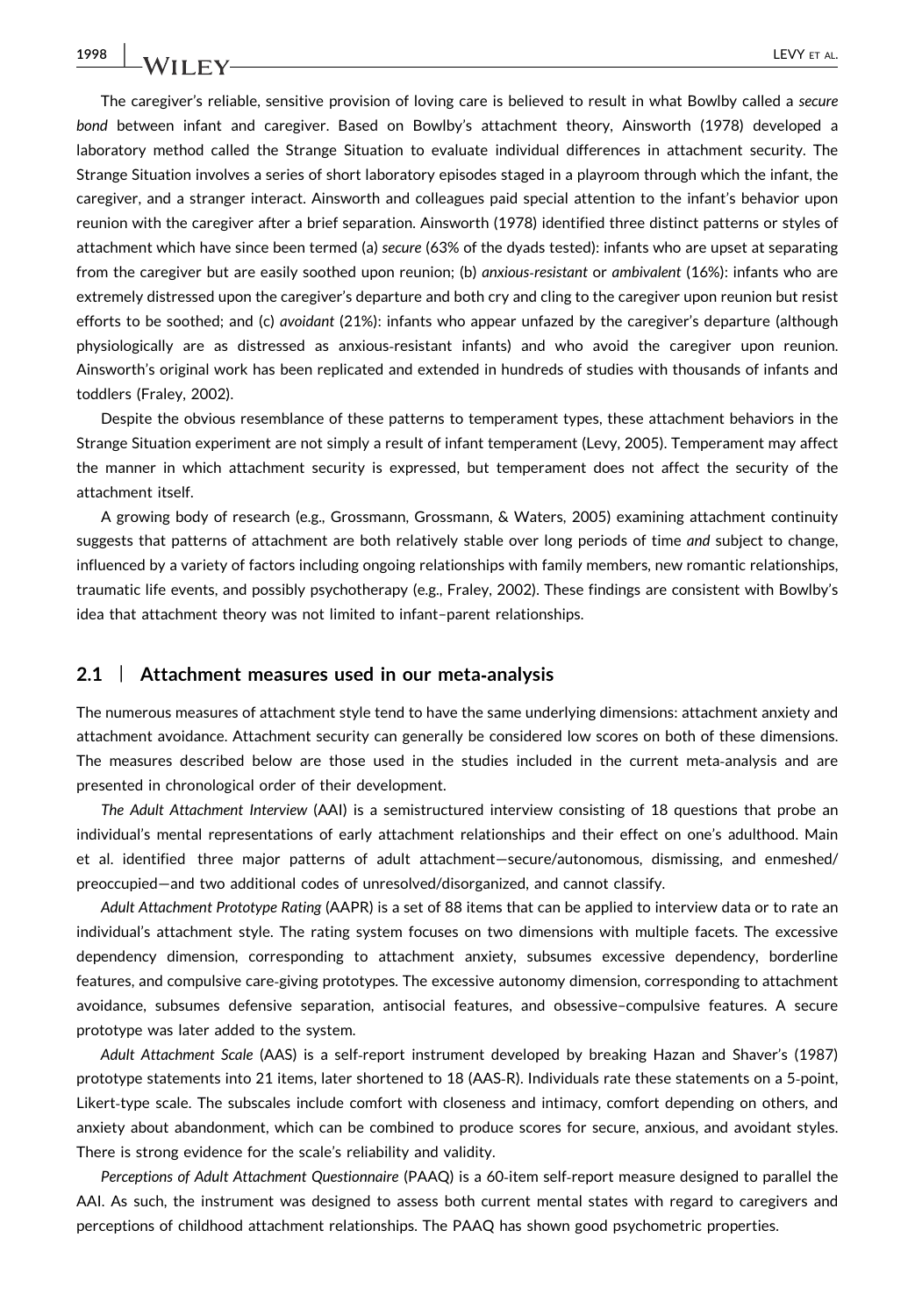The caregiver's reliable, sensitive provision of loving care is believed to result in what Bowlby called a *secure bond* between infant and caregiver. Based on Bowlby's attachment theory, Ainsworth (1978) developed a laboratory method called the Strange Situation to evaluate individual differences in attachment security. The Strange Situation involves a series of short laboratory episodes staged in a playroom through which the infant, the caregiver, and a stranger interact. Ainsworth and colleagues paid special attention to the infant's behavior upon reunion with the caregiver after a brief separation. Ainsworth (1978) identified three distinct patterns or styles of attachment which have since been termed (a) *secure* (63% of the dyads tested): infants who are upset at separating from the caregiver but are easily soothed upon reunion; (b) *anxious-resistant* or *ambivalent* (16%): infants who are extremely distressed upon the caregiver's departure and both cry and cling to the caregiver upon reunion but resist efforts to be soothed; and (c) *avoidant* (21%): infants who appear unfazed by the caregiver's departure (although physiologically are as distressed as anxious-resistant infants) and who avoid the caregiver upon reunion. Ainsworth's original work has been replicated and extended in hundreds of studies with thousands of infants and toddlers (Fraley, 2002).

Despite the obvious resemblance of these patterns to temperament types, these attachment behaviors in the Strange Situation experiment are not simply a result of infant temperament (Levy, 2005). Temperament may affect the manner in which attachment security is expressed, but temperament does not affect the security of the attachment itself.

A growing body of research (e.g., Grossmann, Grossmann, & Waters, 2005) examining attachment continuity suggests that patterns of attachment are both relatively stable over long periods of time *and* subject to change, influenced by a variety of factors including ongoing relationships with family members, new romantic relationships, traumatic life events, and possibly psychotherapy (e.g., Fraley, 2002). These findings are consistent with Bowlby's idea that attachment theory was not limited to infant–parent relationships.

## 2.1 | Attachment measures used in our meta-analysis

The numerous measures of attachment style tend to have the same underlying dimensions: attachment anxiety and attachment avoidance. Attachment security can generally be considered low scores on both of these dimensions. The measures described below are those used in the studies included in the current meta-analysis and are presented in chronological order of their development.

*The Adult Attachment Interview* (AAI) is a semistructured interview consisting of 18 questions that probe an individual's mental representations of early attachment relationships and their effect on one's adulthood. Main et al. identified three major patterns of adult attachment—secure/autonomous, dismissing, and enmeshed/preoccupied—and two additional codes of unresolved/disorganized, and cannot classify.

*Adult Attachment Prototype Rating* (AAPR) is a set of 88 items that can be applied to interview data or to rate an individual's attachment style. The rating system focuses on two dimensions with multiple facets. The excessive dependency dimension, corresponding to attachment anxiety, subsumes excessive dependency, borderline features, and compulsive care-giving prototypes. The excessive autonomy dimension, corresponding to attachment avoidance, subsumes defensive separation, antisocial features, and obsessive–compulsive features. A secure prototype was later added to the system.

*Adult Attachment Scale* (AAS) is a self-report instrument developed by breaking Hazan and Shaver's (1987) prototype statements into 21 items, later shortened to 18 (AAS-R). Individuals rate these statements on a 5-point, Likert-type scale. The subscales include comfort with closeness and intimacy, comfort depending on others, and anxiety about abandonment, which can be combined to produce scores for secure, anxious, and avoidant styles. There is strong evidence for the scale's reliability and validity.

*Perceptions of Adult Attachment Questionnaire* (PAAQ) is a 60-item self-report measure designed to parallel the AAI. As such, the instrument was designed to assess both current mental states with regard to caregivers and perceptions of childhood attachment relationships. The PAAQ has shown good psychometric properties.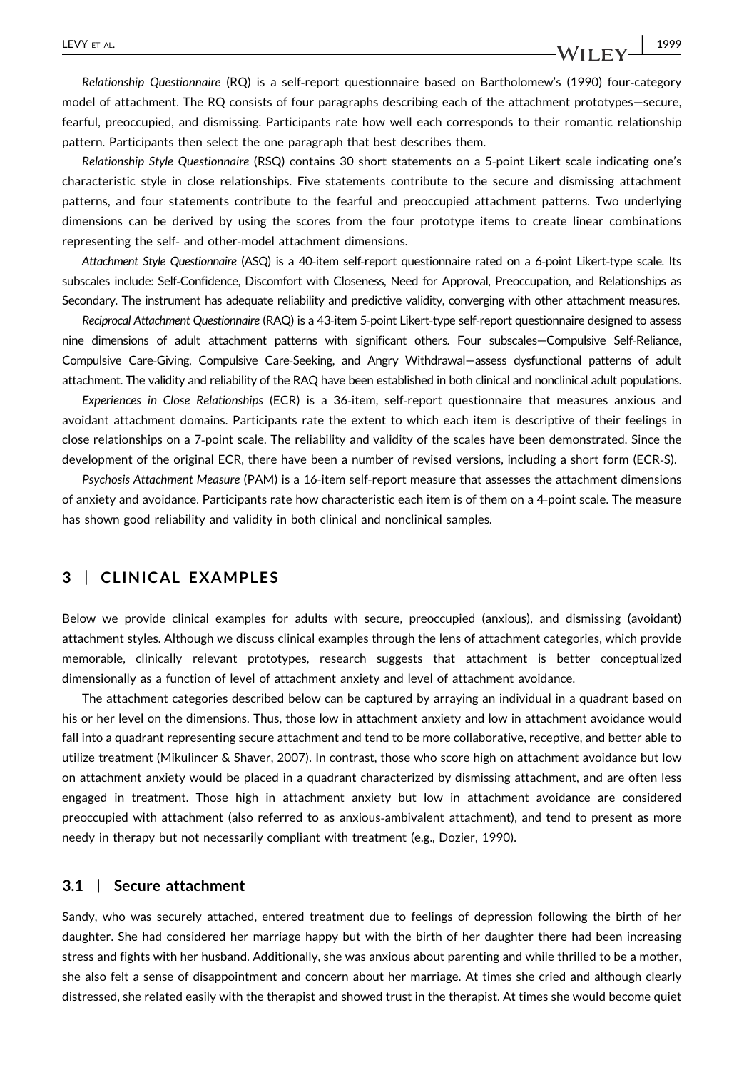*Relationship Questionnaire* (RQ) is a self-report questionnaire based on Bartholomew's (1990) four-category model of attachment. The RQ consists of four paragraphs describing each of the attachment prototypes—secure, fearful, preoccupied, and dismissing. Participants rate how well each corresponds to their romantic relationship pattern. Participants then select the one paragraph that best describes them.

*Relationship Style Questionnaire* (RSQ) contains 30 short statements on a 5-point Likert scale indicating one's characteristic style in close relationships. Five statements contribute to the secure and dismissing attachment patterns, and four statements contribute to the fearful and preoccupied attachment patterns. Two underlying dimensions can be derived by using the scores from the four prototype items to create linear combinations representing the self- and other-model attachment dimensions.

*Attachment Style Questionnaire* (ASQ) is a 40-item self-report questionnaire rated on a 6-point Likert-type scale. Its subscales include: Self-Confidence, Discomfort with Closeness, Need for Approval, Preoccupation, and Relationships as Secondary. The instrument has adequate reliability and predictive validity, converging with other attachment measures.

*Reciprocal Attachment Questionnaire* (RAQ) is a 43-item 5-point Likert-type self-report questionnaire designed to assess nine dimensions of adult attachment patterns with significant others. Four subscales—Compulsive Self-Reliance, Compulsive Care-Giving, Compulsive Care-Seeking, and Angry Withdrawal—assess dysfunctional patterns of adult attachment. The validity and reliability of the RAQ have been established in both clinical and nonclinical adult populations.

*Experiences in Close Relationships* (ECR) is a 36-item, self-report questionnaire that measures anxious and avoidant attachment domains. Participants rate the extent to which each item is descriptive of their feelings in close relationships on a 7-point scale. The reliability and validity of the scales have been demonstrated. Since the development of the original ECR, there have been a number of revised versions, including a short form (ECR-S).

*Psychosis Attachment Measure* (PAM) is a 16-item self-report measure that assesses the attachment dimensions of anxiety and avoidance. Participants rate how characteristic each item is of them on a 4-point scale. The measure has shown good reliability and validity in both clinical and nonclinical samples.

## 3 | CLINICAL EXAMPLES

Below we provide clinical examples for adults with secure, preoccupied (anxious), and dismissing (avoidant) attachment styles. Although we discuss clinical examples through the lens of attachment categories, which provide memorable, clinically relevant prototypes, research suggests that attachment is better conceptualized dimensionally as a function of level of attachment anxiety and level of attachment avoidance.

The attachment categories described below can be captured by arraying an individual in a quadrant based on his or her level on the dimensions. Thus, those low in attachment anxiety and low in attachment avoidance would fall into a quadrant representing secure attachment and tend to be more collaborative, receptive, and better able to utilize treatment (Mikulincer & Shaver, 2007). In contrast, those who score high on attachment avoidance but low on attachment anxiety would be placed in a quadrant characterized by dismissing attachment, and are often less engaged in treatment. Those high in attachment anxiety but low in attachment avoidance are considered preoccupied with attachment (also referred to as anxious-ambivalent attachment), and tend to present as more needy in therapy but not necessarily compliant with treatment (e.g., Dozier, 1990).

### 3.1 | Secure attachment

Sandy, who was securely attached, entered treatment due to feelings of depression following the birth of her daughter. She had considered her marriage happy but with the birth of her daughter there had been increasing stress and fights with her husband. Additionally, she was anxious about parenting and while thrilled to be a mother, she also felt a sense of disappointment and concern about her marriage. At times she cried and although clearly distressed, she related easily with the therapist and showed trust in the therapist. At times she would become quiet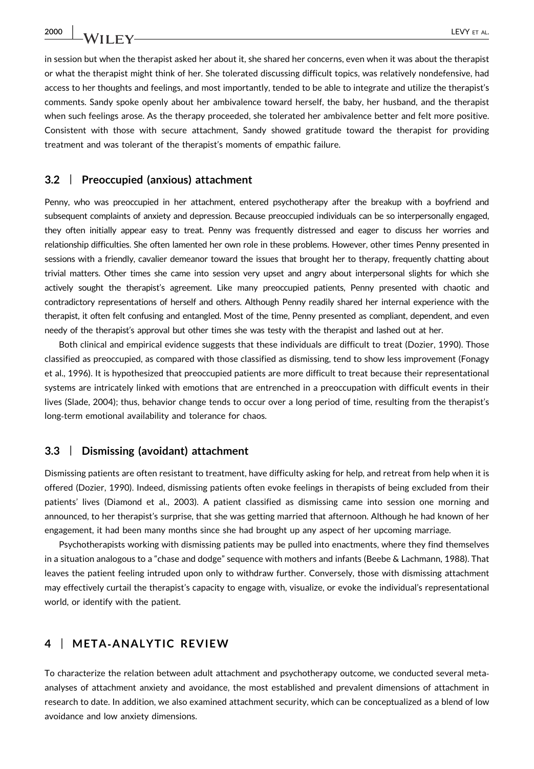in session but when the therapist asked her about it, she shared her concerns, even when it was about the therapist or what the therapist might think of her. She tolerated discussing difficult topics, was relatively nondefensive, had access to her thoughts and feelings, and most importantly, tended to be able to integrate and utilize the therapist's comments. Sandy spoke openly about her ambivalence toward herself, the baby, her husband, and the therapist when such feelings arose. As the therapy proceeded, she tolerated her ambivalence better and felt more positive. Consistent with those with secure attachment, Sandy showed gratitude toward the therapist for providing treatment and was tolerant of the therapist's moments of empathic failure.

### 3.2 | Preoccupied (anxious) attachment

Penny, who was preoccupied in her attachment, entered psychotherapy after the breakup with a boyfriend and subsequent complaints of anxiety and depression. Because preoccupied individuals can be so interpersonally engaged, they often initially appear easy to treat. Penny was frequently distressed and eager to discuss her worries and relationship difficulties. She often lamented her own role in these problems. However, other times Penny presented in sessions with a friendly, cavalier demeanor toward the issues that brought her to therapy, frequently chatting about trivial matters. Other times she came into session very upset and angry about interpersonal slights for which she actively sought the therapist's agreement. Like many preoccupied patients, Penny presented with chaotic and contradictory representations of herself and others. Although Penny readily shared her internal experience with the therapist, it often felt confusing and entangled. Most of the time, Penny presented as compliant, dependent, and even needy of the therapist's approval but other times she was testy with the therapist and lashed out at her.

Both clinical and empirical evidence suggests that these individuals are difficult to treat (Dozier, 1990). Those classified as preoccupied, as compared with those classified as dismissing, tend to show less improvement (Fonagy et al., 1996). It is hypothesized that preoccupied patients are more difficult to treat because their representational systems are intricately linked with emotions that are entrenched in a preoccupation with difficult events in their lives (Slade, 2004); thus, behavior change tends to occur over a long period of time, resulting from the therapist's long-term emotional availability and tolerance for chaos.

### 3.3 | Dismissing (avoidant) attachment

Dismissing patients are often resistant to treatment, have difficulty asking for help, and retreat from help when it is offered (Dozier, 1990). Indeed, dismissing patients often evoke feelings in therapists of being excluded from their patients' lives (Diamond et al., 2003). A patient classified as dismissing came into session one morning and announced, to her therapist's surprise, that she was getting married that afternoon. Although he had known of her engagement, it had been many months since she had brought up any aspect of her upcoming marriage.

Psychotherapists working with dismissing patients may be pulled into enactments, where they find themselves in a situation analogous to a "chase and dodge" sequence with mothers and infants (Beebe & Lachmann, 1988). That leaves the patient feeling intruded upon only to withdraw further. Conversely, those with dismissing attachment may effectively curtail the therapist's capacity to engage with, visualize, or evoke the individual's representational world, or identify with the patient.

## 4 | META-ANALYTIC REVIEW

To characterize the relation between adult attachment and psychotherapy outcome, we conducted several meta-analyses of attachment anxiety and avoidance, the most established and prevalent dimensions of attachment in research to date. In addition, we also examined attachment security, which can be conceptualized as a blend of low avoidance and low anxiety dimensions.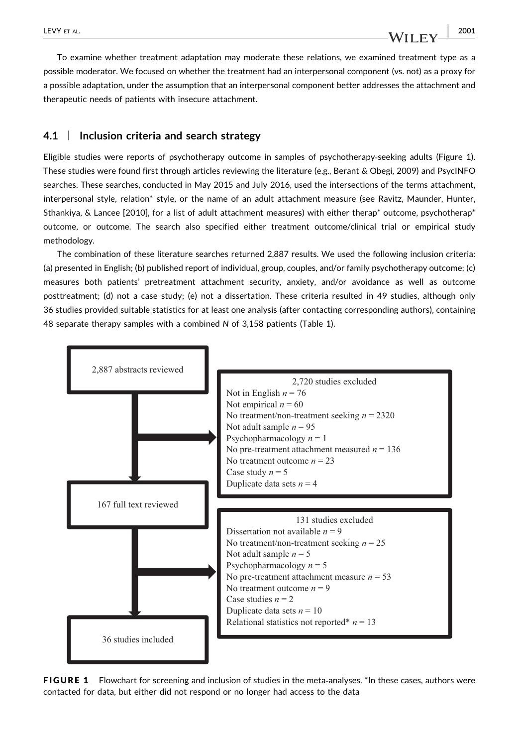To examine whether treatment adaptation may moderate these relations, we examined treatment type as a possible moderator. We focused on whether the treatment had an interpersonal component (vs. not) as a proxy for a possible adaptation, under the assumption that an interpersonal component better addresses the attachment and therapeutic needs of patients with insecure attachment.

### 4.1 | Inclusion criteria and search strategy

Eligible studies were reports of psychotherapy outcome in samples of psychotherapy-seeking adults (Figure 1). These studies were found first through articles reviewing the literature (e.g., Berant & Obegi, 2009) and PsycINFO searches. These searches, conducted in May 2015 and July 2016, used the intersections of the terms attachment, interpersonal style, relation* style, or the name of an adult attachment measure (see Ravitz, Maunder, Hunter, Sthankiya, & Lancee [2010], for a list of adult attachment measures) with either therap* outcome, psychotherap* outcome, or outcome. The search also specified either treatment outcome/clinical trial or empirical study methodology.

The combination of these literature searches returned 2,887 results. We used the following inclusion criteria: (a) presented in English; (b) published report of individual, group, couples, and/or family psychotherapy outcome; (c) measures both patients' pretreatment attachment security, anxiety, and/or avoidance as well as outcome posttreatment; (d) not a case study; (e) not a dissertation. These criteria resulted in 49 studies, although only 36 studies provided suitable statistics for at least one analysis (after contacting corresponding authors), containing 48 separate therapy samples with a combined *N* of 3,158 patients (Table 1).

2,887 abstracts reviewed

2,720 studies excluded
- Not in English *n* = 76
- Not empirical *n* = 60
- No treatment/non-treatment seeking *n* = 2320
- Not adult sample *n* = 95
- Psychopharmacology *n* = 1
- No pre-treatment attachment measured *n* = 136
- No treatment outcome *n* = 23
- Case study *n* = 5
- Duplicate data sets *n* = 4

167 full text reviewed

131 studies excluded
- Dissertation not available *n* = 9
- No treatment/non-treatment seeking *n* = 25
- Not adult sample *n* = 5
- Psychopharmacology *n* = 5
- No pre-treatment attachment measure *n* = 53
- No treatment outcome *n* = 9
- Case studies *n* = 2
- Duplicate data sets *n* = 10
- Relational statistics not reported* *n* = 13

36 studies included

**FIGURE 1** Flowchart for screening and inclusion of studies in the meta-analyses. *In these cases, authors were contacted for data, but either did not respond or no longer had access to the data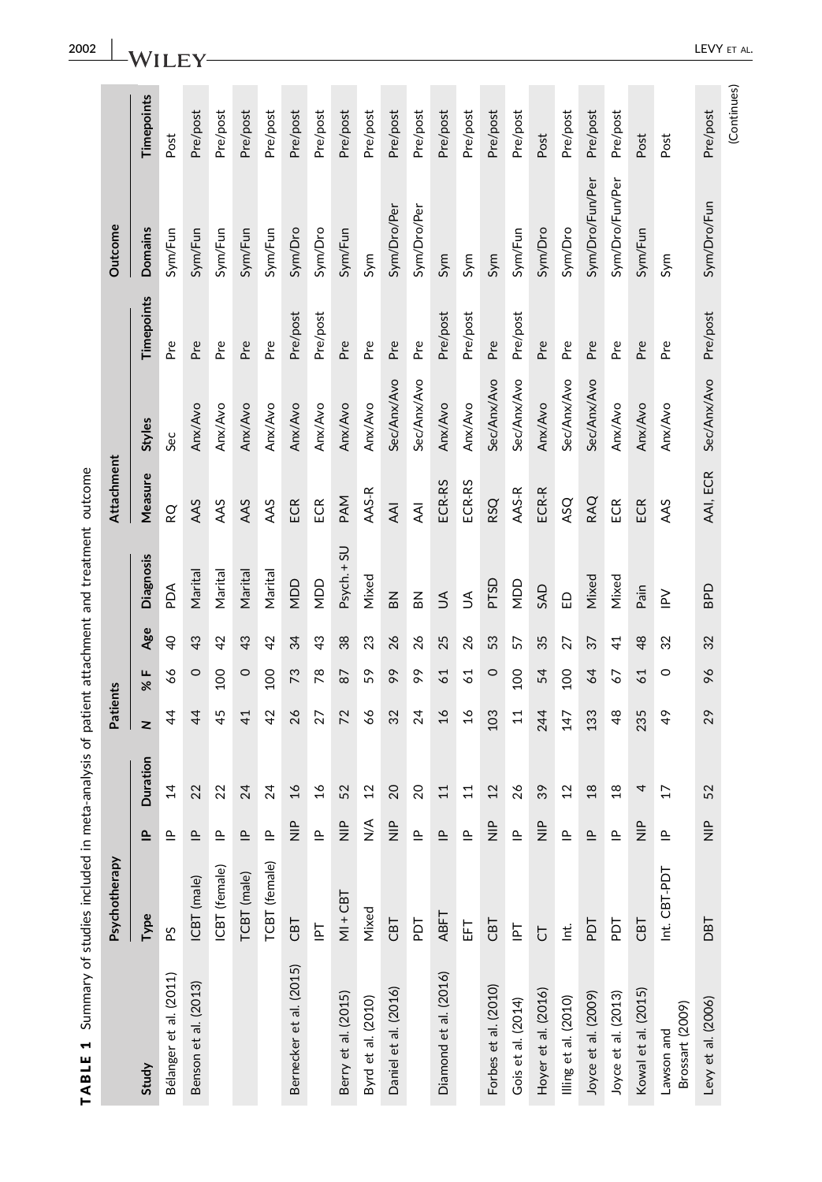**TABLE 1** Summary of studies included in meta-analysis of patient attachment and treatment outcome

| Study | Psychotherapy | | | Patients | | | | Attachment | | | Outcome | |
|---|---|---|---|---|---|---|---|---|---|---|---|---|
| | Type | IP | Duration | N | % F | Age | Diagnosis | Measure | Styles | Timepoints | Domains | Timepoints |
| Bélanger et al. (2011) | PS | IP | 14 | 44 | 66 | 40 | PDA | RQ | Sec | Pre | Sym/Fun | Post |
| Benson et al. (2013) | ICBT (male) | IP | 22 | 44 | 0 | 43 | Marital | AAS | Anx/Avo | Pre | Sym/Fun | Pre/post |
| | ICBT (female) | IP | 22 | 45 | 100 | 42 | Marital | AAS | Anx/Avo | Pre | Sym/Fun | Pre/post |
| | TCBT (male) | IP | 24 | 41 | 0 | 43 | Marital | AAS | Anx/Avo | Pre | Sym/Fun | Pre/post |
| | TCBT (female) | IP | 24 | 42 | 100 | 42 | Marital | AAS | Anx/Avo | Pre | Sym/Fun | Pre/post |
| Bernecker et al. (2015) | CBT | NIP | 16 | 26 | 73 | 34 | MDD | ECR | Anx/Avo | Pre/post | Sym/Dro | Pre/post |
| | IPT | IP | 16 | 27 | 78 | 43 | MDD | ECR | Anx/Avo | Pre/post | Sym/Dro | Pre/post |
| Berry et al. (2015) | MI + CBT | NIP | 52 | 72 | 87 | 38 | Psych. + SU | PAM | Anx/Avo | Pre | Sym/Fun | Pre/post |
| Byrd et al. (2010) | Mixed | N/A | 12 | 66 | 59 | 23 | Mixed | AAS-R | Anx/Avo | Pre | Sym | Pre/post |
| Daniel et al. (2016) | CBT | NIP | 20 | 32 | 99 | 26 | BN | AAI | Sec/Anx/Avo | Pre | Sym/Dro/Per | Pre/post |
| | PDT | IP | 20 | 24 | 99 | 26 | BN | AAI | Sec/Anx/Avo | Pre | Sym/Dro/Per | Pre/post |
| Diamond et al. (2016) | ABFT | IP | 11 | 16 | 61 | 25 | UA | ECR-RS | Anx/Avo | Pre/post | Sym | Pre/post |
| | EFT | IP | 11 | 16 | 61 | 26 | UA | ECR-RS | Anx/Avo | Pre/post | Sym | Pre/post |
| Forbes et al. (2010) | CBT | NIP | 12 | 103 | 0 | 53 | PTSD | RSQ | Sec/Anx/Avo | Pre | Sym | Pre/post |
| Gois et al. (2014) | IPT | IP | 26 | 11 | 100 | 57 | MDD | AAS-R | Sec/Anx/Avo | Pre/post | Sym/Fun | Pre/post |
| Hoyer et al. (2016) | CT | NIP | 39 | 244 | 54 | 35 | SAD | ECR-R | Anx/Avo | Pre | Sym/Dro | Post |
| Illing et al. (2010) | Int. | IP | 12 | 147 | 100 | 27 | ED | ASQ | Sec/Anx/Avo | Pre | Sym/Dro | Pre/post |
| Joyce et al. (2009) | PDT | IP | 18 | 133 | 64 | 37 | Mixed | RAQ | Sec/Anx/Avo | Pre | Sym/Dro/Fun/Per | Pre/post |
| Joyce et al. (2013) | PDT | IP | 18 | 48 | 67 | 41 | Mixed | ECR | Anx/Avo | Pre | Sym/Dro/Fun/Per | Pre/post |
| Kowal et al. (2015) | CBT | NIP | 4 | 235 | 61 | 48 | Pain | ECR | Anx/Avo | Pre | Sym/Fun | Post |
| Lawson and Brossart (2009) | Int. CBT-PDT | IP | 17 | 49 | 0 | 32 | IPV | AAS | Anx/Avo | Pre | Sym | Post |
| Levy et al. (2006) | DBT | NIP | 52 | 29 | 96 | 32 | BPD | AAI, ECR | Sec/Anx/Avo | Pre/post | Sym/Dro/Fun | Pre/post |

(Continues)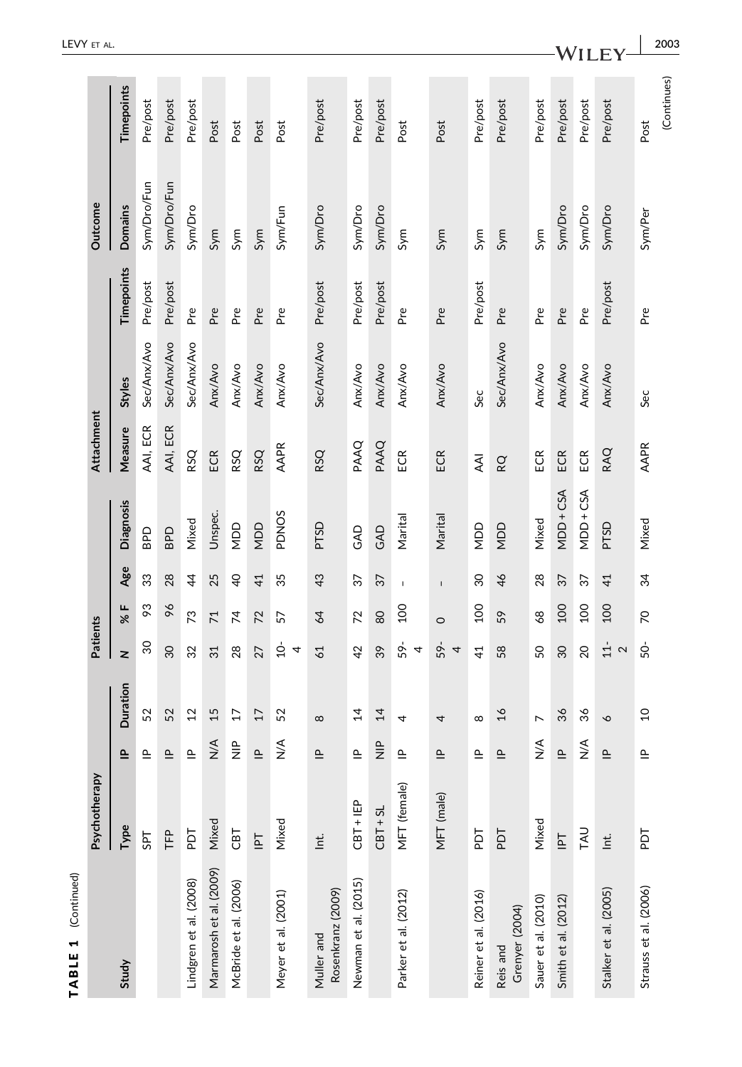**TABLE 1** (Continued)

| Study | Psychotherapy | | | Patients | | | | Attachment | | | Outcome | |
|---|---|---|---|---|---|---|---|---|---|---|---|---|
| | Type | IP | Duration | N | % F | Age | Diagnosis | Measure | Styles | Timepoints | Domains | Timepoints |
| | SPT | IP | 52 | 30 | 93 | 33 | BPD | AAI, ECR | Sec/Anx/Avo | Pre/post | Sym/Dro/Fun | Pre/post |
| | TFP | IP | 52 | 30 | 96 | 28 | BPD | AAI, ECR | Sec/Anx/Avo | Pre/post | Sym/Dro/Fun | Pre/post |
| Lindgren et al. (2008) | PDT | IP | 12 | 32 | 73 | 44 | Mixed | RSQ | Sec/Anx/Avo | Pre | Sym/Dro | Pre/post |
| Marmarosh et al. (2009) | Mixed | N/A | 15 | 31 | 71 | 25 | Unspec. | ECR | Anx/Avo | Pre | Sym | Post |
| McBride et al. (2006) | CBT | NIP | 17 | 28 | 74 | 40 | MDD | RSQ | Anx/Avo | Pre | Sym | Post |
| | IPT | IP | 17 | 27 | 72 | 41 | MDD | RSQ | Anx/Avo | Pre | Sym | Post |
| Meyer et al. (2001) | Mixed | N/A | 52 | 10-4 | 57 | 35 | PDNOS | AAPR | Anx/Avo | Pre | Sym/Fun | Post |
| Muller and Rosenkranz (2009) | Int. | IP | 8 | 61 | 64 | 43 | PTSD | RSQ | Sec/Anx/Avo | Pre/post | Sym/Dro | Pre/post |
| Newman et al. (2015) | CBT + IEP | IP | 14 | 42 | 72 | 37 | GAD | PAAQ | Anx/Avo | Pre/post | Sym/Dro | Pre/post |
| | CBT + SL | NIP | 14 | 39 | 80 | 37 | GAD | PAAQ | Anx/Avo | Pre/post | Sym/Dro | Pre/post |
| Parker et al. (2012) | MFT (female) | IP | 4 | 59-4 | 100 | - | Marital | ECR | Anx/Avo | Pre | Sym | Post |
| | MFT (male) | IP | 4 | 59-4 | 0 | - | Marital | ECR | Anx/Avo | Pre | Sym | Post |
| Reiner et al. (2016) | PDT | IP | 8 | 41 | 100 | 30 | MDD | AAI | Sec | Pre/post | Sym | Pre/post |
| Reis and Grenyer (2004) | PDT | IP | 16 | 58 | 59 | 46 | MDD | RQ | Sec/Anx/Avo | Pre | Sym | Pre/post |
| Sauer et al. (2010) | Mixed | N/A | 7 | 50 | 68 | 28 | Mixed | ECR | Anx/Avo | Pre | Sym | Pre/post |
| Smith et al. (2012) | IPT | IP | 36 | 30 | 100 | 37 | MDD + CSA | ECR | Anx/Avo | Pre | Sym/Dro | Pre/post |
| | TAU | N/A | 36 | 20 | 100 | 37 | MDD + CSA | ECR | Anx/Avo | Pre | Sym/Dro | Pre/post |
| Stalker et al. (2005) | Int. | IP | 6 | 11-2 | 100 | 41 | PTSD | RAQ | Anx/Avo | Pre/post | Sym/Dro | Pre/post |
| Strauss et al. (2006) | PDT | IP | 10 | 50- | 70 | 34 | Mixed | AAPR | Sec | Pre | Sym/Per | Post |

(Continues)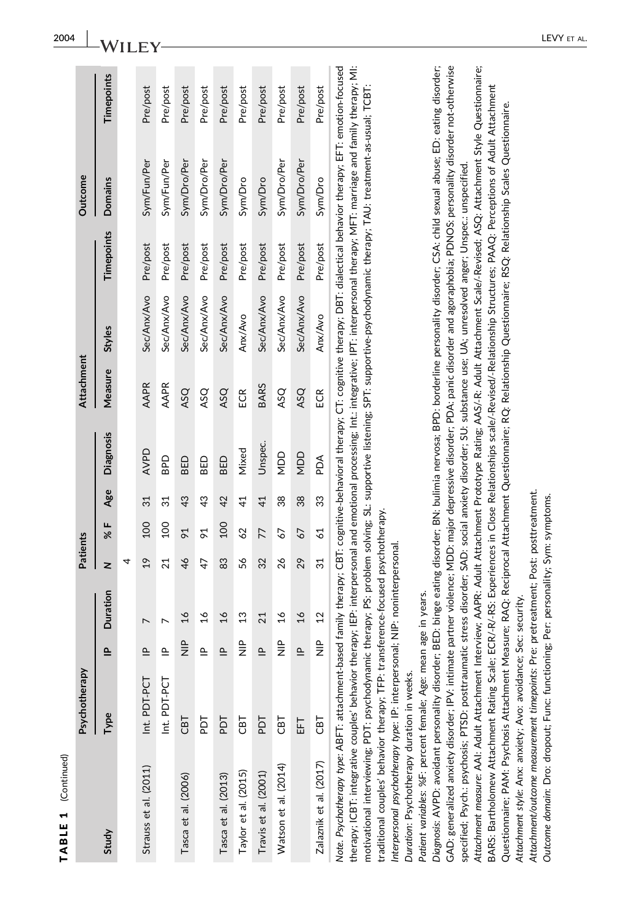**TABLE 1** (Continued)

| Study | Psychotherapy | | | Patients | | | | Attachment | | | Outcome | |
|---|---|---|---|---|---|---|---|---|---|---|---|---|
| | Type | IP | Duration | N | % F | Age | Diagnosis | Measure | Styles | Timepoints | Domains | Timepoints |
| | | | | 4 | | | | | | | | |
| Strauss et al. (2011) | Int. PDT-PCT | IP | 7 | 19 | 100 | 31 | AVPD | AAPR | Sec/Anx/Avo | Pre/post | Sym/Fun/Per | Pre/post |
| | Int. PDT-PCT | IP | 7 | 21 | 100 | 31 | BPD | AAPR | Sec/Anx/Avo | Pre/post | Sym/Fun/Per | Pre/post |
| Tasca et al. (2006) | CBT | NIP | 16 | 46 | 91 | 43 | BED | ASQ | Sec/Anx/Avo | Pre/post | Sym/Dro/Per | Pre/post |
| | PDT | IP | 16 | 47 | 91 | 43 | BED | ASQ | Sec/Anx/Avo | Pre/post | Sym/Dro/Per | Pre/post |
| Tasca et al. (2013) | PDT | IP | 16 | 83 | 100 | 42 | BED | ASQ | Sec/Anx/Avo | Pre/post | Sym/Dro/Per | Pre/post |
| Taylor et al. (2015) | CBT | NIP | 13 | 56 | 62 | 41 | Mixed | ECR | Anx/Avo | Pre/post | Sym/Dro | Pre/post |
| Travis et al. (2001) | PDT | IP | 21 | 32 | 77 | 41 | Unspec. | BARS | Sec/Anx/Avo | Pre/post | Sym/Dro | Pre/post |
| Watson et al. (2014) | CBT | NIP | 16 | 26 | 67 | 38 | MDD | ASQ | Sec/Anx/Avo | Pre/post | Sym/Dro/Per | Pre/post |
| | EFT | IP | 16 | 29 | 67 | 38 | MDD | ASQ | Sec/Anx/Avo | Pre/post | Sym/Dro/Per | Pre/post |
| Zalaznik et al. (2017) | CBT | NIP | 12 | 31 | 61 | 33 | PDA | ECR | Anx/Avo | Pre/post | Sym/Dro | Pre/post |

*Note. Psychotherapy type*: ABFT: attachment-based family therapy; CBT: cognitive-behavioral therapy; CT: cognitive therapy; DBT: dialectical behavior therapy; EFT: emotion-focused therapy; ICBT: integrative couples' behavior therapy; IEP: interpersonal and emotional processing; Int.: integrative; IPT: interpersonal therapy; MFT: marriage and family therapy; MI: motivational interviewing; PDT: psychodynamic therapy; PS: problem solving; SL: supportive listening; SPT: supportive-psychodynamic therapy; TAU: treatment-as-usual; TCBT: traditional couples' behavior therapy; TFP: transference-focused psychotherapy.

*Interpersonal psychotherapy type*: IP: interpersonal; NIP: noninterpersonal.

*Duration*: Psychotherapy duration in weeks.

*Patient variables*: %F: percent female; Age: mean age in years.

*Diagnosis*: AVPD: avoidant personality disorder; BED: binge eating disorder; BN: bulimia nervosa; BPD: borderline personality disorder; CSA: child sexual abuse; ED: eating disorder; GAD: generalized anxiety disorder; IPV: intimate partner violence; MDD: major depressive disorder; PDA: panic disorder and agoraphobia; PDNOS: personality disorder not-otherwise specified; Psych.: psychosis; PTSD: posttraumatic stress disorder; SAD: social anxiety disorder; SU: substance use; UA: unresolved anger; Unspec.: unspecified.

*Attachment measure*: AAI: Adult Attachment Interview; AAPR: Adult Attachment Prototype Rating; AAS/-R: Adult Attachment Scale/-Revised; ASQ: Attachment Style Questionnaire; BARS: Bartholomew Attachment Rating Scale; ECR/-R/-RS: Experiences in Close Relationships scale/-Revised/-Relationship Structures; PAAQ: Perceptions of Adult Attachment Questionnaire; PAM: Psychosis Attachment Measure; RAQ: Reciprocal Attachment Questionnaire; RQ: Relationship Questionnaire; RSQ: Relationship Scales Questionnaire.

*Attachment style*: Anx: anxiety; Avo: avoidance; Sec: security.

*Attachment/outcome measurement timepoints*: Pre: pretreatment; Post: posttreatment.

*Outcome domain*: Dro: dropout; Func: functioning; Per: personality; Sym: symptoms.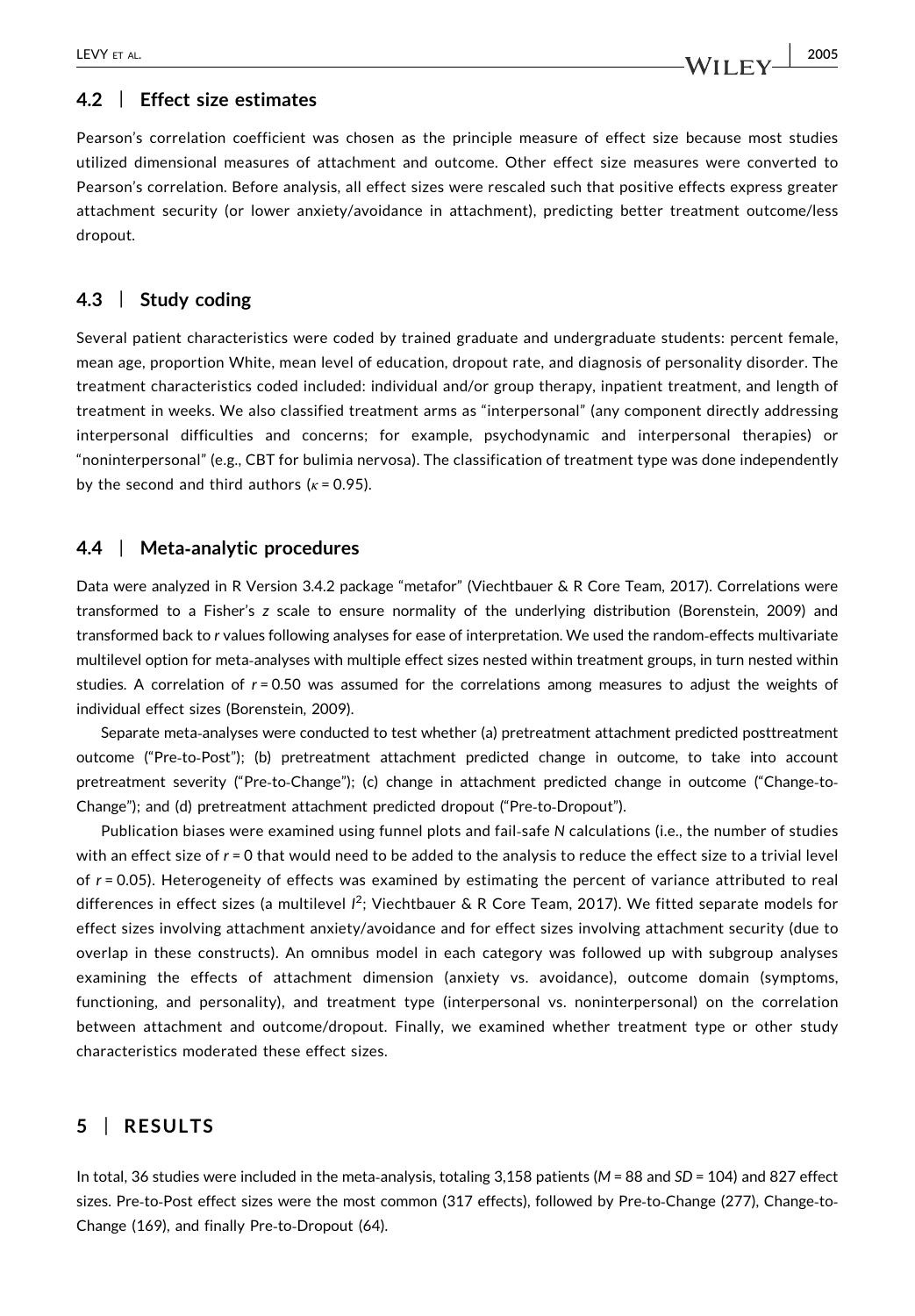## 4.2 | Effect size estimates

Pearson's correlation coefficient was chosen as the principle measure of effect size because most studies utilized dimensional measures of attachment and outcome. Other effect size measures were converted to Pearson's correlation. Before analysis, all effect sizes were rescaled such that positive effects express greater attachment security (or lower anxiety/avoidance in attachment), predicting better treatment outcome/less dropout.

## 4.3 | Study coding

Several patient characteristics were coded by trained graduate and undergraduate students: percent female, mean age, proportion White, mean level of education, dropout rate, and diagnosis of personality disorder. The treatment characteristics coded included: individual and/or group therapy, inpatient treatment, and length of treatment in weeks. We also classified treatment arms as "interpersonal" (any component directly addressing interpersonal difficulties and concerns; for example, psychodynamic and interpersonal therapies) or "noninterpersonal" (e.g., CBT for bulimia nervosa). The classification of treatment type was done independently by the second and third authors ($\kappa = 0.95$).

## 4.4 | Meta-analytic procedures

Data were analyzed in R Version 3.4.2 package "metafor" (Viechtbauer & R Core Team, 2017). Correlations were transformed to a Fisher's *z* scale to ensure normality of the underlying distribution (Borenstein, 2009) and transformed back to *r* values following analyses for ease of interpretation. We used the random-effects multivariate multilevel option for meta-analyses with multiple effect sizes nested within treatment groups, in turn nested within studies. A correlation of $r = 0.50$ was assumed for the correlations among measures to adjust the weights of individual effect sizes (Borenstein, 2009).

Separate meta-analyses were conducted to test whether (a) pretreatment attachment predicted posttreatment outcome ("Pre-to-Post"); (b) pretreatment attachment predicted change in outcome, to take into account pretreatment severity ("Pre-to-Change"); (c) change in attachment predicted change in outcome ("Change-to-Change"); and (d) pretreatment attachment predicted dropout ("Pre-to-Dropout").

Publication biases were examined using funnel plots and fail-safe *N* calculations (i.e., the number of studies with an effect size of $r = 0$ that would need to be added to the analysis to reduce the effect size to a trivial level of $r = 0.05$). Heterogeneity of effects was examined by estimating the percent of variance attributed to real differences in effect sizes (a multilevel $I^2$; Viechtbauer & R Core Team, 2017). We fitted separate models for effect sizes involving attachment anxiety/avoidance and for effect sizes involving attachment security (due to overlap in these constructs). An omnibus model in each category was followed up with subgroup analyses examining the effects of attachment dimension (anxiety vs. avoidance), outcome domain (symptoms, functioning, and personality), and treatment type (interpersonal vs. noninterpersonal) on the correlation between attachment and outcome/dropout. Finally, we examined whether treatment type or other study characteristics moderated these effect sizes.

# 5 | RESULTS

In total, 36 studies were included in the meta-analysis, totaling 3,158 patients ($M = 88$ and $SD = 104$) and 827 effect sizes. Pre-to-Post effect sizes were the most common (317 effects), followed by Pre-to-Change (277), Change-to-Change (169), and finally Pre-to-Dropout (64).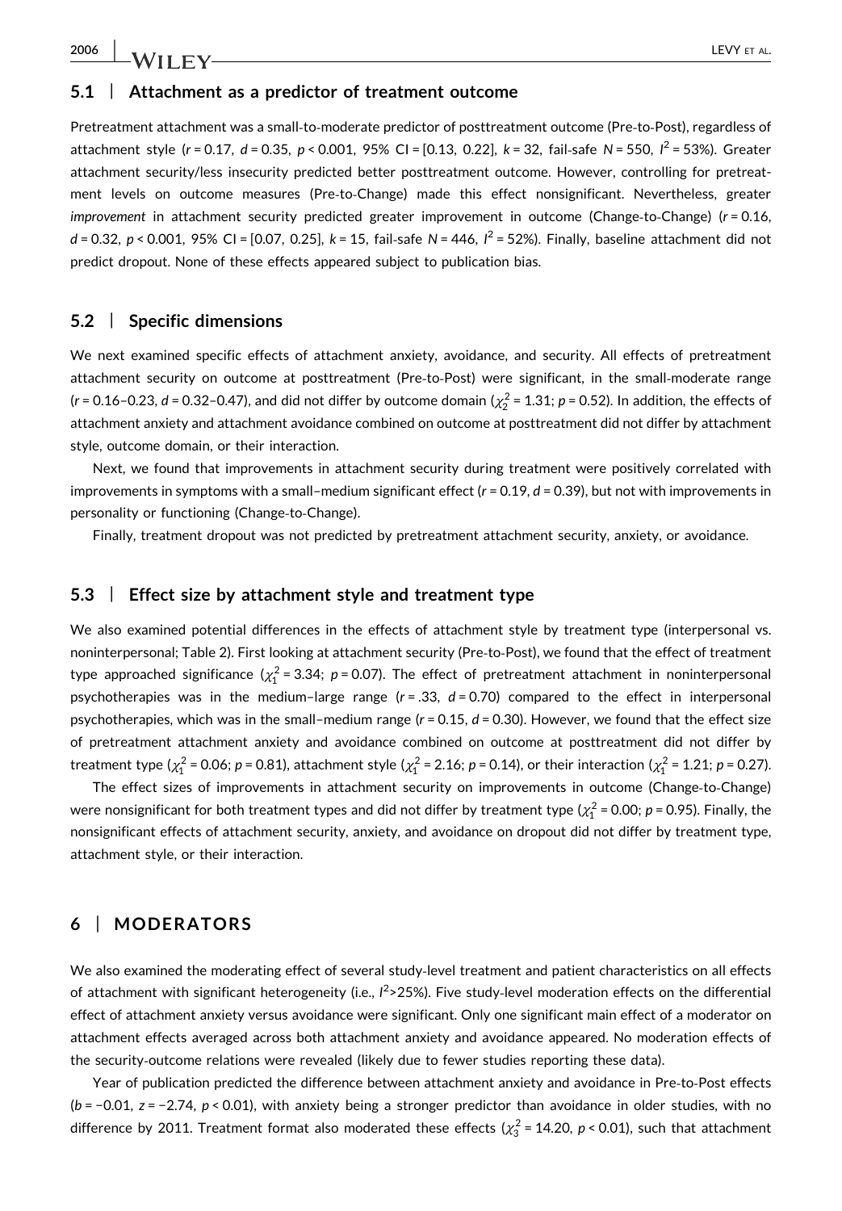### 5.1 | Attachment as a predictor of treatment outcome

Pretreatment attachment was a small-to-moderate predictor of posttreatment outcome (Pre-to-Post), regardless of attachment style ($r = 0.17$, $d = 0.35$, $p < 0.001$, 95% CI = [0.13, 0.22], $k = 32$, fail-safe $N = 550$, $I^2 = 53\%$). Greater attachment security/less insecurity predicted better posttreatment outcome. However, controlling for pretreatment levels on outcome measures (Pre-to-Change) made this effect nonsignificant. Nevertheless, greater *improvement* in attachment security predicted greater improvement in outcome (Change-to-Change) ($r = 0.16$, $d = 0.32$, $p < 0.001$, 95% CI = [0.07, 0.25], $k = 15$, fail-safe $N = 446$, $I^2 = 52\%$). Finally, baseline attachment did not predict dropout. None of these effects appeared subject to publication bias.

### 5.2 | Specific dimensions

We next examined specific effects of attachment anxiety, avoidance, and security. All effects of pretreatment attachment security on outcome at posttreatment (Pre-to-Post) were significant, in the small-moderate range ($r = 0.16–0.23$, $d = 0.32–0.47$), and did not differ by outcome domain ($\chi^2_2 = 1.31$; $p = 0.52$). In addition, the effects of attachment anxiety and attachment avoidance combined on outcome at posttreatment did not differ by attachment style, outcome domain, or their interaction.

Next, we found that improvements in attachment security during treatment were positively correlated with improvements in symptoms with a small–medium significant effect ($r = 0.19$, $d = 0.39$), but not with improvements in personality or functioning (Change-to-Change).

Finally, treatment dropout was not predicted by pretreatment attachment security, anxiety, or avoidance.

### 5.3 | Effect size by attachment style and treatment type

We also examined potential differences in the effects of attachment style by treatment type (interpersonal vs. noninterpersonal; Table 2). First looking at attachment security (Pre-to-Post), we found that the effect of treatment type approached significance ($\chi^2_1 = 3.34$; $p = 0.07$). The effect of pretreatment attachment in noninterpersonal psychotherapies was in the medium–large range ($r = .33$, $d = 0.70$) compared to the effect in interpersonal psychotherapies, which was in the small–medium range ($r = 0.15$, $d = 0.30$). However, we found that the effect size of pretreatment attachment anxiety and avoidance combined on outcome at posttreatment did not differ by treatment type ($\chi^2_1 = 0.06$; $p = 0.81$), attachment style ($\chi^2_1 = 2.16$; $p = 0.14$), or their interaction ($\chi^2_1 = 1.21$; $p = 0.27$).

The effect sizes of improvements in attachment security on improvements in outcome (Change-to-Change) were nonsignificant for both treatment types and did not differ by treatment type ($\chi^2_1 = 0.00$; $p = 0.95$). Finally, the nonsignificant effects of attachment security, anxiety, and avoidance on dropout did not differ by treatment type, attachment style, or their interaction.

## 6 | MODERATORS

We also examined the moderating effect of several study-level treatment and patient characteristics on all effects of attachment with significant heterogeneity (i.e., $I^2$>25%). Five study-level moderation effects on the differential effect of attachment anxiety versus avoidance were significant. Only one significant main effect of a moderator on attachment effects averaged across both attachment anxiety and avoidance appeared. No moderation effects of the security-outcome relations were revealed (likely due to fewer studies reporting these data).

Year of publication predicted the difference between attachment anxiety and avoidance in Pre-to-Post effects ($b = -0.01$, $z = -2.74$, $p < 0.01$), with anxiety being a stronger predictor than avoidance in older studies, with no difference by 2011. Treatment format also moderated these effects ($\chi^2_3 = 14.20$, $p < 0.01$), such that attachment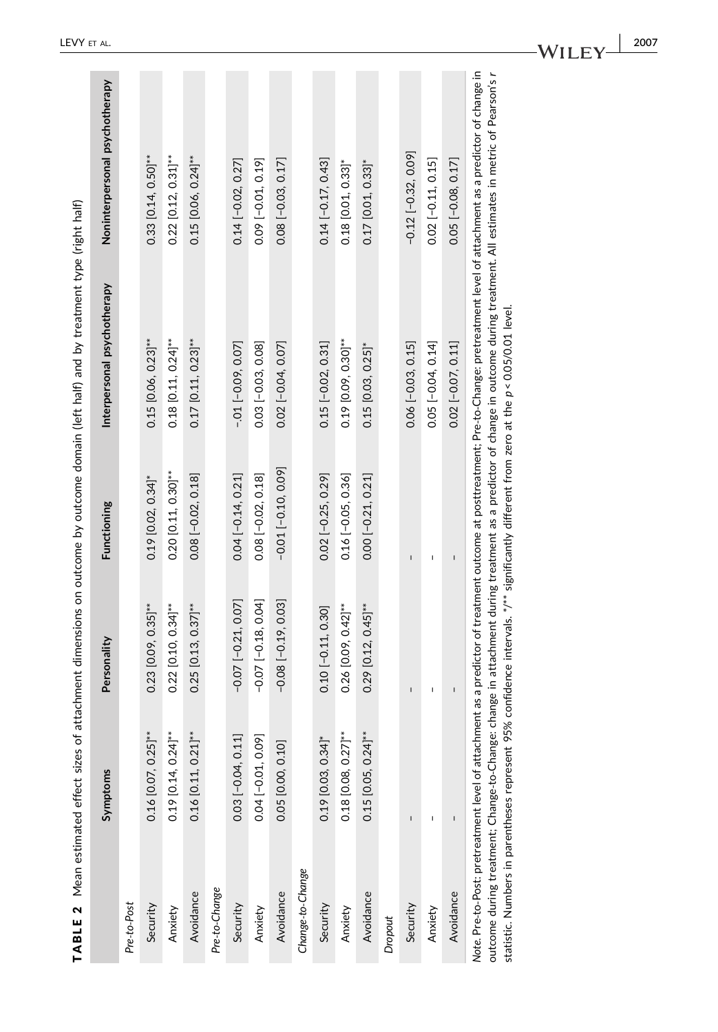**TABLE 2** Mean estimated effect sizes of attachment dimensions on outcome by outcome domain (left half) and by treatment type (right half)

| | Symptoms | Personality | Functioning | Interpersonal psychotherapy | Noninterpersonal psychotherapy |
|---|---|---|---|---|---|
| *Pre-to-Post* | | | | | |
| Security | 0.16 [0.07, 0.25]** | 0.23 [0.09, 0.35]** | 0.19 [0.02, 0.34]* | 0.15 [0.06, 0.23]** | 0.33 [0.14, 0.50]** |
| Anxiety | 0.19 [0.14, 0.24]** | 0.22 [0.10, 0.34]** | 0.20 [0.11, 0.30]** | 0.18 [0.11, 0.24]** | 0.22 [0.12, 0.31]** |
| Avoidance | 0.16 [0.11, 0.21]** | 0.25 [0.13, 0.37]** | 0.08 [−0.02, 0.18] | 0.17 [0.11, 0.23]** | 0.15 [0.06, 0.24]** |
| *Pre-to-Change* | | | | | |
| Security | 0.03 [−0.04, 0.11] | −0.07 [−0.21, 0.07] | 0.04 [−0.14, 0.21] | -.01 [−0.09, 0.07] | 0.14 [−0.02, 0.27] |
| Anxiety | 0.04 [−0.01, 0.09] | −0.07 [−0.18, 0.04] | 0.08 [−0.02, 0.18] | 0.03 [−0.03, 0.08] | 0.09 [−0.01, 0.19] |
| Avoidance | 0.05 [0.00, 0.10] | −0.08 [−0.19, 0.03] | −0.01 [−0.10, 0.09] | 0.02 [−0.04, 0.07] | 0.08 [−0.03, 0.17] |
| *Change-to-Change* | | | | | |
| Security | 0.19 [0.03, 0.34]* | 0.10 [−0.11, 0.30] | 0.02 [−0.25, 0.29] | 0.15 [−0.02, 0.31] | 0.14 [−0.17, 0.43] |
| Anxiety | 0.18 [0.08, 0.27]** | 0.26 [0.09, 0.42]** | 0.16 [−0.05, 0.36] | 0.19 [0.09, 0.30]** | 0.18 [0.01, 0.33]* |
| Avoidance | 0.15 [0.05, 0.24]** | 0.29 [0.12, 0.45]** | 0.00 [−0.21, 0.21] | 0.15 [0.03, 0.25]* | 0.17 [0.01, 0.33]* |
| *Dropout* | | | | | |
| Security | – | – | – | 0.06 [−0.03, 0.15] | −0.12 [−0.32, 0.09] |
| Anxiety | – | – | – | 0.05 [−0.04, 0.14] | 0.02 [−0.11, 0.15] |
| Avoidance | – | – | – | 0.02 [−0.07, 0.11] | 0.05 [−0.08, 0.17] |

*Note.* Pre-to-Post: pretreatment level of attachment as a predictor of treatment outcome at posttreatment; Pre-to-Change: pretreatment level of attachment as a predictor of change in outcome during treatment; Change-to-Change: change in attachment during treatment as a predictor of change in outcome during treatment. All estimates in metric of Pearson's *r* statistic. Numbers in parentheses represent 95% confidence intervals. */** significantly different from zero at the $p < 0.05/0.01$ level.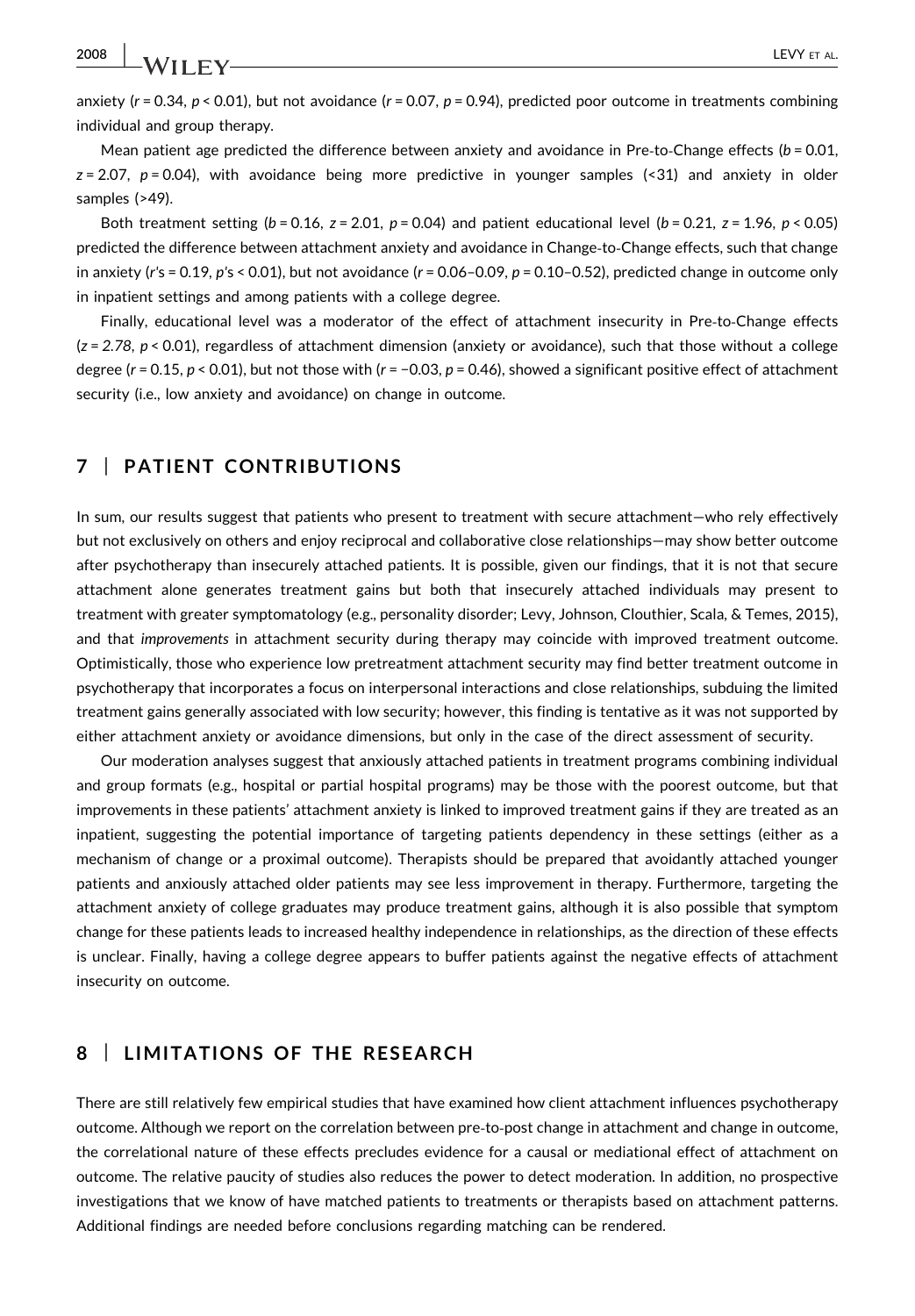anxiety ($r = 0.34$, $p < 0.01$), but not avoidance ($r = 0.07$, $p = 0.94$), predicted poor outcome in treatments combining individual and group therapy.

Mean patient age predicted the difference between anxiety and avoidance in Pre-to-Change effects ($b = 0.01$, $z = 2.07$, $p = 0.04$), with avoidance being more predictive in younger samples (<31) and anxiety in older samples (>49).

Both treatment setting ($b = 0.16$, $z = 2.01$, $p = 0.04$) and patient educational level ($b = 0.21$, $z = 1.96$, $p < 0.05$) predicted the difference between attachment anxiety and avoidance in Change-to-Change effects, such that change in anxiety ($r$'s = 0.19, $p$'s < 0.01), but not avoidance ($r = 0.06$–$0.09$, $p = 0.10$–$0.52$), predicted change in outcome only in inpatient settings and among patients with a college degree.

Finally, educational level was a moderator of the effect of attachment insecurity in Pre-to-Change effects ($z = 2.78$, $p < 0.01$), regardless of attachment dimension (anxiety or avoidance), such that those without a college degree ($r = 0.15$, $p < 0.01$), but not those with ($r = -0.03$, $p = 0.46$), showed a significant positive effect of attachment security (i.e., low anxiety and avoidance) on change in outcome.

## 7 | PATIENT CONTRIBUTIONS

In sum, our results suggest that patients who present to treatment with secure attachment—who rely effectively but not exclusively on others and enjoy reciprocal and collaborative close relationships—may show better outcome after psychotherapy than insecurely attached patients. It is possible, given our findings, that it is not that secure attachment alone generates treatment gains but both that insecurely attached individuals may present to treatment with greater symptomatology (e.g., personality disorder; Levy, Johnson, Clouthier, Scala, & Temes, 2015), and that *improvements* in attachment security during therapy may coincide with improved treatment outcome. Optimistically, those who experience low pretreatment attachment security may find better treatment outcome in psychotherapy that incorporates a focus on interpersonal interactions and close relationships, subduing the limited treatment gains generally associated with low security; however, this finding is tentative as it was not supported by either attachment anxiety or avoidance dimensions, but only in the case of the direct assessment of security.

Our moderation analyses suggest that anxiously attached patients in treatment programs combining individual and group formats (e.g., hospital or partial hospital programs) may be those with the poorest outcome, but that improvements in these patients' attachment anxiety is linked to improved treatment gains if they are treated as an inpatient, suggesting the potential importance of targeting patients dependency in these settings (either as a mechanism of change or a proximal outcome). Therapists should be prepared that avoidantly attached younger patients and anxiously attached older patients may see less improvement in therapy. Furthermore, targeting the attachment anxiety of college graduates may produce treatment gains, although it is also possible that symptom change for these patients leads to increased healthy independence in relationships, as the direction of these effects is unclear. Finally, having a college degree appears to buffer patients against the negative effects of attachment insecurity on outcome.

## 8 | LIMITATIONS OF THE RESEARCH

There are still relatively few empirical studies that have examined how client attachment influences psychotherapy outcome. Although we report on the correlation between pre-to-post change in attachment and change in outcome, the correlational nature of these effects precludes evidence for a causal or mediational effect of attachment on outcome. The relative paucity of studies also reduces the power to detect moderation. In addition, no prospective investigations that we know of have matched patients to treatments or therapists based on attachment patterns. Additional findings are needed before conclusions regarding matching can be rendered.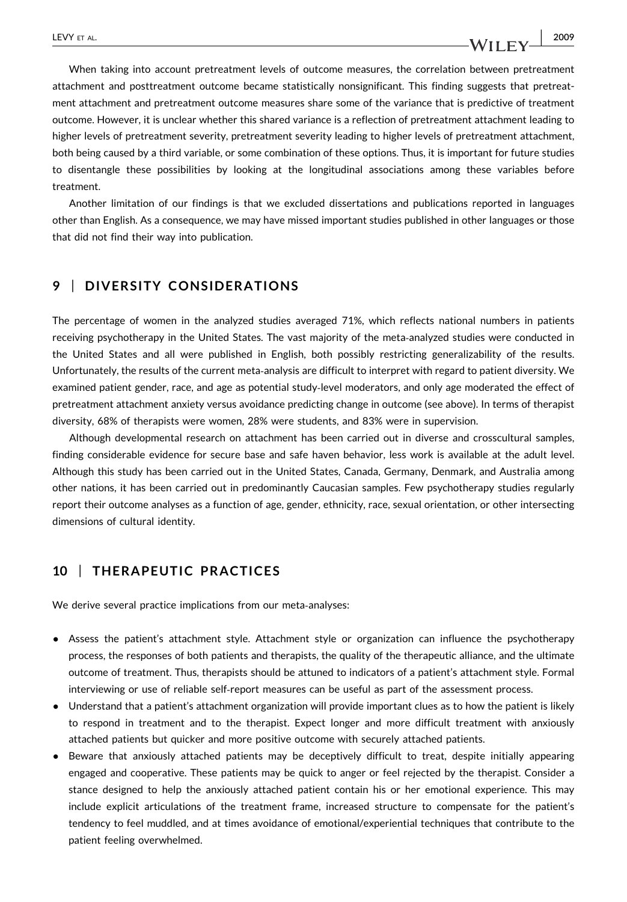When taking into account pretreatment levels of outcome measures, the correlation between pretreatment attachment and posttreatment outcome became statistically nonsignificant. This finding suggests that pretreatment attachment and pretreatment outcome measures share some of the variance that is predictive of treatment outcome. However, it is unclear whether this shared variance is a reflection of pretreatment attachment leading to higher levels of pretreatment severity, pretreatment severity leading to higher levels of pretreatment attachment, both being caused by a third variable, or some combination of these options. Thus, it is important for future studies to disentangle these possibilities by looking at the longitudinal associations among these variables before treatment.

Another limitation of our findings is that we excluded dissertations and publications reported in languages other than English. As a consequence, we may have missed important studies published in other languages or those that did not find their way into publication.

## 9 | DIVERSITY CONSIDERATIONS

The percentage of women in the analyzed studies averaged 71%, which reflects national numbers in patients receiving psychotherapy in the United States. The vast majority of the meta-analyzed studies were conducted in the United States and all were published in English, both possibly restricting generalizability of the results. Unfortunately, the results of the current meta-analysis are difficult to interpret with regard to patient diversity. We examined patient gender, race, and age as potential study-level moderators, and only age moderated the effect of pretreatment attachment anxiety versus avoidance predicting change in outcome (see above). In terms of therapist diversity, 68% of therapists were women, 28% were students, and 83% were in supervision.

Although developmental research on attachment has been carried out in diverse and crosscultural samples, finding considerable evidence for secure base and safe haven behavior, less work is available at the adult level. Although this study has been carried out in the United States, Canada, Germany, Denmark, and Australia among other nations, it has been carried out in predominantly Caucasian samples. Few psychotherapy studies regularly report their outcome analyses as a function of age, gender, ethnicity, race, sexual orientation, or other intersecting dimensions of cultural identity.

## 10 | THERAPEUTIC PRACTICES

We derive several practice implications from our meta-analyses:

- Assess the patient's attachment style. Attachment style or organization can influence the psychotherapy process, the responses of both patients and therapists, the quality of the therapeutic alliance, and the ultimate outcome of treatment. Thus, therapists should be attuned to indicators of a patient's attachment style. Formal interviewing or use of reliable self-report measures can be useful as part of the assessment process.
- Understand that a patient's attachment organization will provide important clues as to how the patient is likely to respond in treatment and to the therapist. Expect longer and more difficult treatment with anxiously attached patients but quicker and more positive outcome with securely attached patients.
- Beware that anxiously attached patients may be deceptively difficult to treat, despite initially appearing engaged and cooperative. These patients may be quick to anger or feel rejected by the therapist. Consider a stance designed to help the anxiously attached patient contain his or her emotional experience. This may include explicit articulations of the treatment frame, increased structure to compensate for the patient's tendency to feel muddled, and at times avoidance of emotional/experiential techniques that contribute to the patient feeling overwhelmed.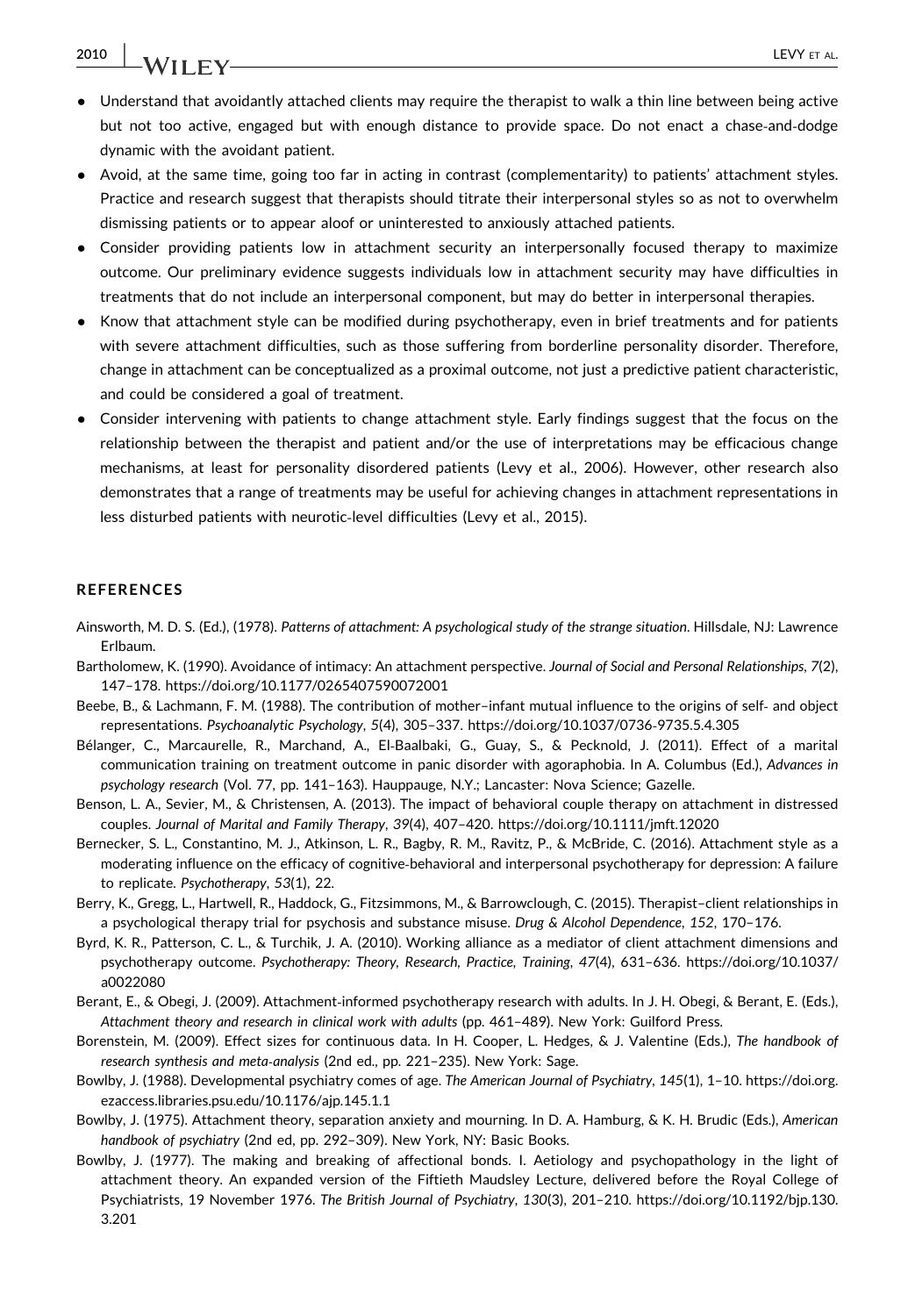- Understand that avoidantly attached clients may require the therapist to walk a thin line between being active but not too active, engaged but with enough distance to provide space. Do not enact a chase-and-dodge dynamic with the avoidant patient.
- Avoid, at the same time, going too far in acting in contrast (complementarity) to patients' attachment styles. Practice and research suggest that therapists should titrate their interpersonal styles so as not to overwhelm dismissing patients or to appear aloof or uninterested to anxiously attached patients.
- Consider providing patients low in attachment security an interpersonally focused therapy to maximize outcome. Our preliminary evidence suggests individuals low in attachment security may have difficulties in treatments that do not include an interpersonal component, but may do better in interpersonal therapies.
- Know that attachment style can be modified during psychotherapy, even in brief treatments and for patients with severe attachment difficulties, such as those suffering from borderline personality disorder. Therefore, change in attachment can be conceptualized as a proximal outcome, not just a predictive patient characteristic, and could be considered a goal of treatment.
- Consider intervening with patients to change attachment style. Early findings suggest that the focus on the relationship between the therapist and patient and/or the use of interpretations may be efficacious change mechanisms, at least for personality disordered patients (Levy et al., 2006). However, other research also demonstrates that a range of treatments may be useful for achieving changes in attachment representations in less disturbed patients with neurotic-level difficulties (Levy et al., 2015).

## REFERENCES

Ainsworth, M. D. S. (Ed.), (1978). *Patterns of attachment: A psychological study of the strange situation*. Hillsdale, NJ: Lawrence Erlbaum.

Bartholomew, K. (1990). Avoidance of intimacy: An attachment perspective. *Journal of Social and Personal Relationships*, *7*(2), 147–178. https://doi.org/10.1177/0265407590072001

Beebe, B., & Lachmann, F. M. (1988). The contribution of mother–infant mutual influence to the origins of self- and object representations. *Psychoanalytic Psychology*, *5*(4), 305–337. https://doi.org/10.1037/0736-9735.5.4.305

Bélanger, C., Marcaurelle, R., Marchand, A., El-Baalbaki, G., Guay, S., & Pecknold, J. (2011). Effect of a marital communication training on treatment outcome in panic disorder with agoraphobia. In A. Columbus (Ed.), *Advances in psychology research* (Vol. 77, pp. 141–163). Hauppauge, N.Y.; Lancaster: Nova Science; Gazelle.

Benson, L. A., Sevier, M., & Christensen, A. (2013). The impact of behavioral couple therapy on attachment in distressed couples. *Journal of Marital and Family Therapy*, *39*(4), 407–420. https://doi.org/10.1111/jmft.12020

Bernecker, S. L., Constantino, M. J., Atkinson, L. R., Bagby, R. M., Ravitz, P., & McBride, C. (2016). Attachment style as a moderating influence on the efficacy of cognitive-behavioral and interpersonal psychotherapy for depression: A failure to replicate. *Psychotherapy*, *53*(1), 22.

Berry, K., Gregg, L., Hartwell, R., Haddock, G., Fitzsimmons, M., & Barrowclough, C. (2015). Therapist–client relationships in a psychological therapy trial for psychosis and substance misuse. *Drug & Alcohol Dependence*, *152*, 170–176.

Byrd, K. R., Patterson, C. L., & Turchik, J. A. (2010). Working alliance as a mediator of client attachment dimensions and psychotherapy outcome. *Psychotherapy: Theory, Research, Practice, Training*, *47*(4), 631–636. https://doi.org/10.1037/a0022080

Berant, E., & Obegi, J. (2009). Attachment-informed psychotherapy research with adults. In J. H. Obegi, & Berant, E. (Eds.), *Attachment theory and research in clinical work with adults* (pp. 461–489). New York: Guilford Press.

Borenstein, M. (2009). Effect sizes for continuous data. In H. Cooper, L. Hedges, & J. Valentine (Eds.), *The handbook of research synthesis and meta-analysis* (2nd ed., pp. 221–235). New York: Sage.

Bowlby, J. (1988). Developmental psychiatry comes of age. *The American Journal of Psychiatry*, *145*(1), 1–10. https://doi.org.ezaccess.libraries.psu.edu/10.1176/ajp.145.1.1

Bowlby, J. (1975). Attachment theory, separation anxiety and mourning. In D. A. Hamburg, & K. H. Brudic (Eds.), *American handbook of psychiatry* (2nd ed, pp. 292–309). New York, NY: Basic Books.

Bowlby, J. (1977). The making and breaking of affectional bonds. I. Aetiology and psychopathology in the light of attachment theory. An expanded version of the Fiftieth Maudsley Lecture, delivered before the Royal College of Psychiatrists, 19 November 1976. *The British Journal of Psychiatry*, *130*(3), 201–210. https://doi.org/10.1192/bjp.130.3.201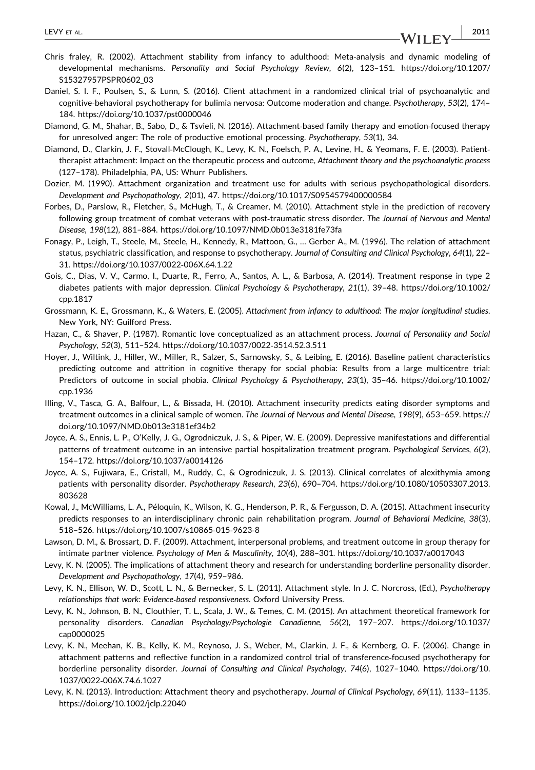Chris fraley, R. (2002). Attachment stability from infancy to adulthood: Meta-analysis and dynamic modeling of developmental mechanisms. *Personality and Social Psychology Review*, *6*(2), 123–151. https://doi.org/10.1207/S15327957PSPR0602_03

Daniel, S. I. F., Poulsen, S., & Lunn, S. (2016). Client attachment in a randomized clinical trial of psychoanalytic and cognitive-behavioral psychotherapy for bulimia nervosa: Outcome moderation and change. *Psychotherapy*, *53*(2), 174–184. https://doi.org/10.1037/pst0000046

Diamond, G. M., Shahar, B., Sabo, D., & Tsvieli, N. (2016). Attachment-based family therapy and emotion-focused therapy for unresolved anger: The role of productive emotional processing. *Psychotherapy*, *53*(1), 34.

Diamond, D., Clarkin, J. F., Stovall-McClough, K., Levy, K. N., Foelsch, P. A., Levine, H., & Yeomans, F. E. (2003). Patient-therapist attachment: Impact on the therapeutic process and outcome, *Attachment theory and the psychoanalytic process* (127–178). Philadelphia, PA, US: Whurr Publishers.

Dozier, M. (1990). Attachment organization and treatment use for adults with serious psychopathological disorders. *Development and Psychopathology*, *2*(01), 47. https://doi.org/10.1017/S0954579400000584

Forbes, D., Parslow, R., Fletcher, S., McHugh, T., & Creamer, M. (2010). Attachment style in the prediction of recovery following group treatment of combat veterans with post-traumatic stress disorder. *The Journal of Nervous and Mental Disease*, *198*(12), 881–884. https://doi.org/10.1097/NMD.0b013e3181fe73fa

Fonagy, P., Leigh, T., Steele, M., Steele, H., Kennedy, R., Mattoon, G., … Gerber A., M. (1996). The relation of attachment status, psychiatric classification, and response to psychotherapy. *Journal of Consulting and Clinical Psychology*, *64*(1), 22–31. https://doi.org/10.1037/0022-006X.64.1.22

Gois, C., Dias, V. V., Carmo, I., Duarte, R., Ferro, A., Santos, A. L., & Barbosa, A. (2014). Treatment response in type 2 diabetes patients with major depression. *Clinical Psychology & Psychotherapy*, *21*(1), 39–48. https://doi.org/10.1002/cpp.1817

Grossmann, K. E., Grossmann, K., & Waters, E. (2005). *Attachment from infancy to adulthood: The major longitudinal studies*. New York, NY: Guilford Press.

Hazan, C., & Shaver, P. (1987). Romantic love conceptualized as an attachment process. *Journal of Personality and Social Psychology*, *52*(3), 511–524. https://doi.org/10.1037/0022-3514.52.3.511

Hoyer, J., Wiltink, J., Hiller, W., Miller, R., Salzer, S., Sarnowsky, S., & Leibing, E. (2016). Baseline patient characteristics predicting outcome and attrition in cognitive therapy for social phobia: Results from a large multicentre trial: Predictors of outcome in social phobia. *Clinical Psychology & Psychotherapy*, *23*(1), 35–46. https://doi.org/10.1002/cpp.1936

Illing, V., Tasca, G. A., Balfour, L., & Bissada, H. (2010). Attachment insecurity predicts eating disorder symptoms and treatment outcomes in a clinical sample of women. *The Journal of Nervous and Mental Disease*, *198*(9), 653–659. https://doi.org/10.1097/NMD.0b013e3181ef34b2

Joyce, A. S., Ennis, L. P., O'Kelly, J. G., Ogrodniczuk, J. S., & Piper, W. E. (2009). Depressive manifestations and differential patterns of treatment outcome in an intensive partial hospitalization treatment program. *Psychological Services*, *6*(2), 154–172. https://doi.org/10.1037/a0014126

Joyce, A. S., Fujiwara, E., Cristall, M., Ruddy, C., & Ogrodniczuk, J. S. (2013). Clinical correlates of alexithymia among patients with personality disorder. *Psychotherapy Research*, *23*(6), 690–704. https://doi.org/10.1080/10503307.2013.803628

Kowal, J., McWilliams, L. A., Péloquin, K., Wilson, K. G., Henderson, P. R., & Fergusson, D. A. (2015). Attachment insecurity predicts responses to an interdisciplinary chronic pain rehabilitation program. *Journal of Behavioral Medicine*, *38*(3), 518–526. https://doi.org/10.1007/s10865-015-9623-8

Lawson, D. M., & Brossart, D. F. (2009). Attachment, interpersonal problems, and treatment outcome in group therapy for intimate partner violence. *Psychology of Men & Masculinity*, *10*(4), 288–301. https://doi.org/10.1037/a0017043

Levy, K. N. (2005). The implications of attachment theory and research for understanding borderline personality disorder. *Development and Psychopathology*, *17*(4), 959–986.

Levy, K. N., Ellison, W. D., Scott, L. N., & Bernecker, S. L. (2011). Attachment style. In J. C. Norcross, (Ed.), *Psychotherapy relationships that work: Evidence-based responsiveness*. Oxford University Press.

Levy, K. N., Johnson, B. N., Clouthier, T. L., Scala, J. W., & Temes, C. M. (2015). An attachment theoretical framework for personality disorders. *Canadian Psychology/Psychologie Canadienne*, *56*(2), 197–207. https://doi.org/10.1037/cap0000025

Levy, K. N., Meehan, K. B., Kelly, K. M., Reynoso, J. S., Weber, M., Clarkin, J. F., & Kernberg, O. F. (2006). Change in attachment patterns and reflective function in a randomized control trial of transference-focused psychotherapy for borderline personality disorder. *Journal of Consulting and Clinical Psychology*, *74*(6), 1027–1040. https://doi.org/10.1037/0022-006X.74.6.1027

Levy, K. N. (2013). Introduction: Attachment theory and psychotherapy. *Journal of Clinical Psychology*, *69*(11), 1133–1135. https://doi.org/10.1002/jclp.22040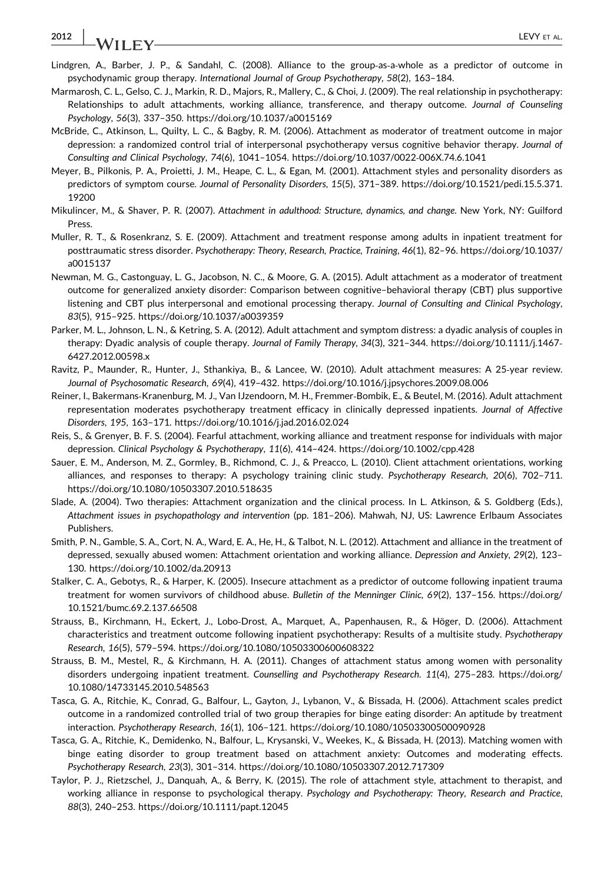Lindgren, A., Barber, J. P., & Sandahl, C. (2008). Alliance to the group-as-a-whole as a predictor of outcome in psychodynamic group therapy. *International Journal of Group Psychotherapy*, *58*(2), 163–184.

Marmarosh, C. L., Gelso, C. J., Markin, R. D., Majors, R., Mallery, C., & Choi, J. (2009). The real relationship in psychotherapy: Relationships to adult attachments, working alliance, transference, and therapy outcome. *Journal of Counseling Psychology*, *56*(3), 337–350. https://doi.org/10.1037/a0015169

McBride, C., Atkinson, L., Quilty, L. C., & Bagby, R. M. (2006). Attachment as moderator of treatment outcome in major depression: a randomized control trial of interpersonal psychotherapy versus cognitive behavior therapy. *Journal of Consulting and Clinical Psychology*, *74*(6), 1041–1054. https://doi.org/10.1037/0022-006X.74.6.1041

Meyer, B., Pilkonis, P. A., Proietti, J. M., Heape, C. L., & Egan, M. (2001). Attachment styles and personality disorders as predictors of symptom course. *Journal of Personality Disorders*, *15*(5), 371–389. https://doi.org/10.1521/pedi.15.5.371.19200

Mikulincer, M., & Shaver, P. R. (2007). *Attachment in adulthood: Structure, dynamics, and change*. New York, NY: Guilford Press.

Muller, R. T., & Rosenkranz, S. E. (2009). Attachment and treatment response among adults in inpatient treatment for posttraumatic stress disorder. *Psychotherapy: Theory, Research, Practice, Training*, *46*(1), 82–96. https://doi.org/10.1037/a0015137

Newman, M. G., Castonguay, L. G., Jacobson, N. C., & Moore, G. A. (2015). Adult attachment as a moderator of treatment outcome for generalized anxiety disorder: Comparison between cognitive–behavioral therapy (CBT) plus supportive listening and CBT plus interpersonal and emotional processing therapy. *Journal of Consulting and Clinical Psychology*, *83*(5), 915–925. https://doi.org/10.1037/a0039359

Parker, M. L., Johnson, L. N., & Ketring, S. A. (2012). Adult attachment and symptom distress: a dyadic analysis of couples in therapy: Dyadic analysis of couple therapy. *Journal of Family Therapy*, *34*(3), 321–344. https://doi.org/10.1111/j.1467-6427.2012.00598.x

Ravitz, P., Maunder, R., Hunter, J., Sthankiya, B., & Lancee, W. (2010). Adult attachment measures: A 25-year review. *Journal of Psychosomatic Research*, *69*(4), 419–432. https://doi.org/10.1016/j.jpsychores.2009.08.006

Reiner, I., Bakermans-Kranenburg, M. J., Van IJzendoorn, M. H., Fremmer-Bombik, E., & Beutel, M. (2016). Adult attachment representation moderates psychotherapy treatment efficacy in clinically depressed inpatients. *Journal of Affective Disorders*, *195*, 163–171. https://doi.org/10.1016/j.jad.2016.02.024

Reis, S., & Grenyer, B. F. S. (2004). Fearful attachment, working alliance and treatment response for individuals with major depression. *Clinical Psychology & Psychotherapy*, *11*(6), 414–424. https://doi.org/10.1002/cpp.428

Sauer, E. M., Anderson, M. Z., Gormley, B., Richmond, C. J., & Preacco, L. (2010). Client attachment orientations, working alliances, and responses to therapy: A psychology training clinic study. *Psychotherapy Research*, *20*(6), 702–711. https://doi.org/10.1080/10503307.2010.518635

Slade, A. (2004). Two therapies: Attachment organization and the clinical process. In L. Atkinson, & S. Goldberg (Eds.), *Attachment issues in psychopathology and intervention* (pp. 181–206). Mahwah, NJ, US: Lawrence Erlbaum Associates Publishers.

Smith, P. N., Gamble, S. A., Cort, N. A., Ward, E. A., He, H., & Talbot, N. L. (2012). Attachment and alliance in the treatment of depressed, sexually abused women: Attachment orientation and working alliance. *Depression and Anxiety*, *29*(2), 123–130. https://doi.org/10.1002/da.20913

Stalker, C. A., Gebotys, R., & Harper, K. (2005). Insecure attachment as a predictor of outcome following inpatient trauma treatment for women survivors of childhood abuse. *Bulletin of the Menninger Clinic*, *69*(2), 137–156. https://doi.org/10.1521/bumc.69.2.137.66508

Strauss, B., Kirchmann, H., Eckert, J., Lobo-Drost, A., Marquet, A., Papenhausen, R., & Höger, D. (2006). Attachment characteristics and treatment outcome following inpatient psychotherapy: Results of a multisite study. *Psychotherapy Research*, *16*(5), 579–594. https://doi.org/10.1080/10503300600608322

Strauss, B. M., Mestel, R., & Kirchmann, H. A. (2011). Changes of attachment status among women with personality disorders undergoing inpatient treatment. *Counselling and Psychotherapy Research*. *11*(4), 275–283. https://doi.org/10.1080/14733145.2010.548563

Tasca, G. A., Ritchie, K., Conrad, G., Balfour, L., Gayton, J., Lybanon, V., & Bissada, H. (2006). Attachment scales predict outcome in a randomized controlled trial of two group therapies for binge eating disorder: An aptitude by treatment interaction. *Psychotherapy Research*, *16*(1), 106–121. https://doi.org/10.1080/10503300500090928

Tasca, G. A., Ritchie, K., Demidenko, N., Balfour, L., Krysanski, V., Weekes, K., & Bissada, H. (2013). Matching women with binge eating disorder to group treatment based on attachment anxiety: Outcomes and moderating effects. *Psychotherapy Research*, *23*(3), 301–314. https://doi.org/10.1080/10503307.2012.717309

Taylor, P. J., Rietzschel, J., Danquah, A., & Berry, K. (2015). The role of attachment style, attachment to therapist, and working alliance in response to psychological therapy. *Psychology and Psychotherapy: Theory, Research and Practice*, *88*(3), 240–253. https://doi.org/10.1111/papt.12045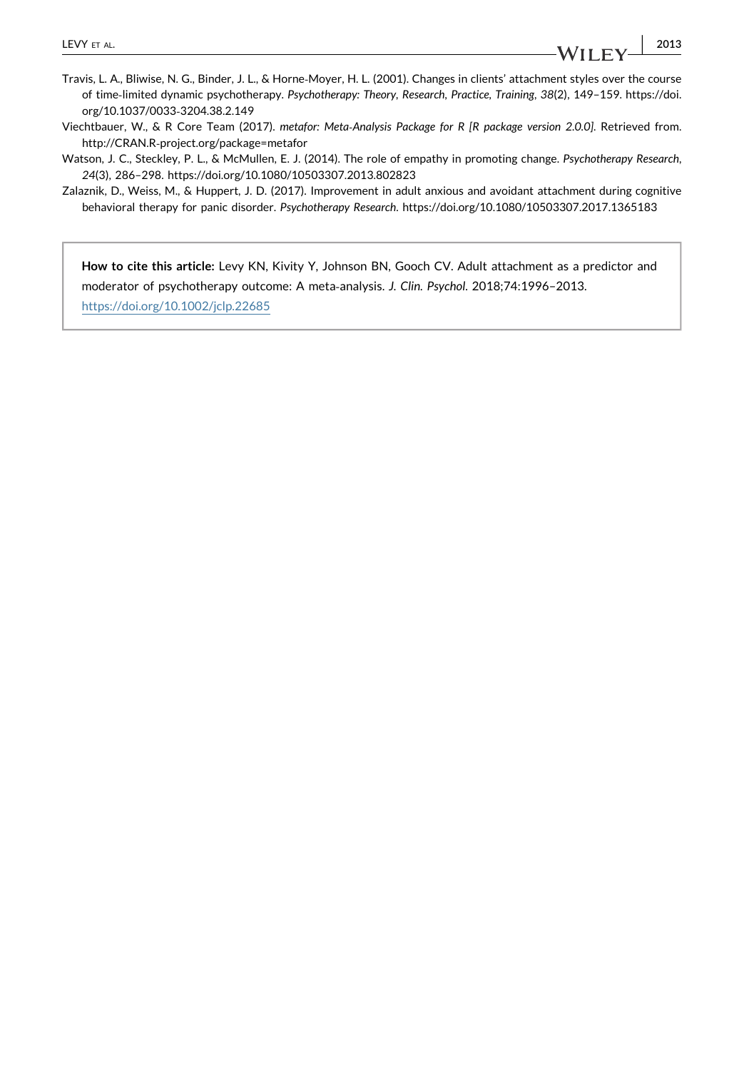Travis, L. A., Bliwise, N. G., Binder, J. L., & Horne-Moyer, H. L. (2001). Changes in clients' attachment styles over the course of time-limited dynamic psychotherapy. *Psychotherapy: Theory, Research, Practice, Training*, *38*(2), 149–159. https://doi.org/10.1037/0033-3204.38.2.149

Viechtbauer, W., & R Core Team (2017). *metafor: Meta-Analysis Package for R [R package version 2.0.0]*. Retrieved from. http://CRAN.R-project.org/package=metafor

Watson, J. C., Steckley, P. L., & McMullen, E. J. (2014). The role of empathy in promoting change. *Psychotherapy Research*, *24*(3), 286–298. https://doi.org/10.1080/10503307.2013.802823

Zalaznik, D., Weiss, M., & Huppert, J. D. (2017). Improvement in adult anxious and avoidant attachment during cognitive behavioral therapy for panic disorder. *Psychotherapy Research*. https://doi.org/10.1080/10503307.2017.1365183

**How to cite this article:** Levy KN, Kivity Y, Johnson BN, Gooch CV. Adult attachment as a predictor and moderator of psychotherapy outcome: A meta-analysis. *J. Clin. Psychol.* 2018;74:1996–2013. https://doi.org/10.1002/jclp.22685